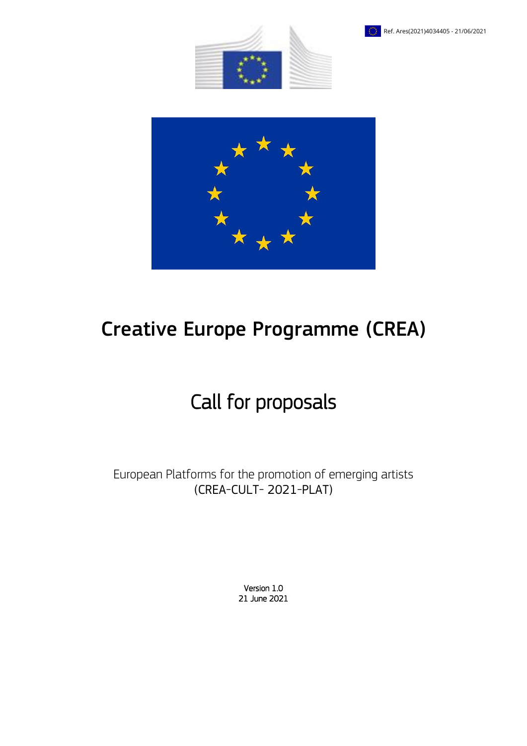Ref. Ares(2021)4034405 - 21/06/2021

# Creative Europe Programme (CREA)

## Call for proposals

European Platforms for the promotion of emerging artists
(CREA-CULT- 2021-PLAT)

Version 1.0
21 June 2021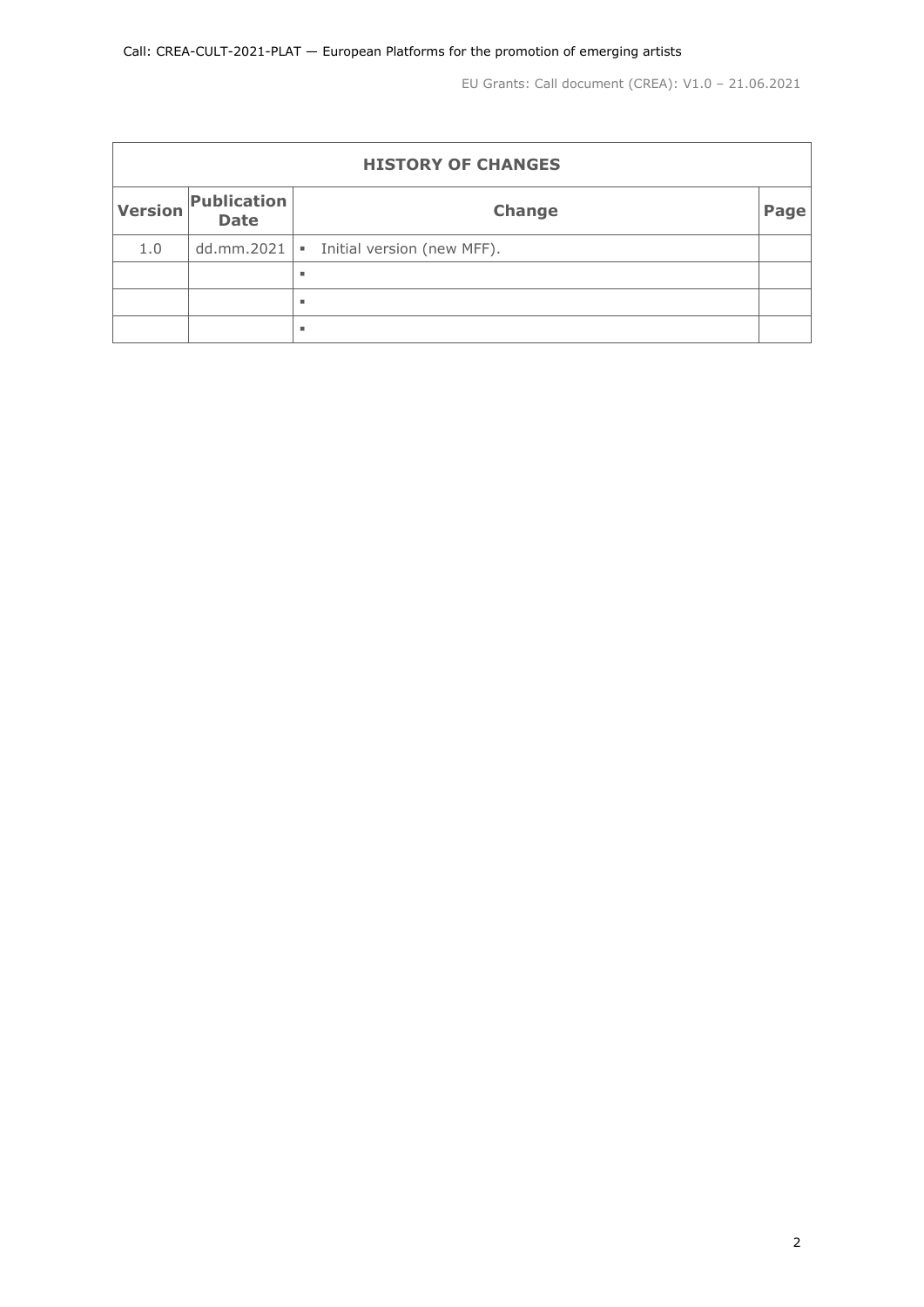| HISTORY OF CHANGES | | | |
|---|---|---|---|
| **Version** | **Publication Date** | **Change** | **Page** |
| 1.0 | dd.mm.2021 | ▪ Initial version (new MFF). | |
| | | ▪ | |
| | | ▪ | |
| | | ▪ | |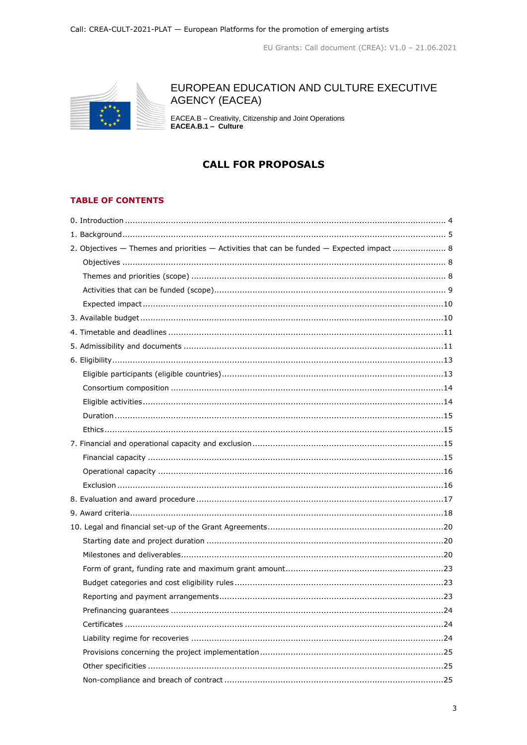EUROPEAN EDUCATION AND CULTURE EXECUTIVE AGENCY (EACEA)

EACEA.B – Creativity, Citizenship and Joint Operations
**EACEA.B.1 – Culture**

# CALL FOR PROPOSALS

## TABLE OF CONTENTS

0. Introduction ..... 4
1. Background ..... 5
2. Objectives — Themes and priorities — Activities that can be funded — Expected impact ..... 8
   - Objectives ..... 8
   - Themes and priorities (scope) ..... 8
   - Activities that can be funded (scope) ..... 9
   - Expected impact ..... 10
3. Available budget ..... 10
4. Timetable and deadlines ..... 11
5. Admissibility and documents ..... 11
6. Eligibility ..... 13
   - Eligible participants (eligible countries) ..... 13
   - Consortium composition ..... 14
   - Eligible activities ..... 14
   - Duration ..... 15
   - Ethics ..... 15
7. Financial and operational capacity and exclusion ..... 15
   - Financial capacity ..... 15
   - Operational capacity ..... 16
   - Exclusion ..... 16
8. Evaluation and award procedure ..... 17
9. Award criteria ..... 18
10. Legal and financial set-up of the Grant Agreements ..... 20
   - Starting date and project duration ..... 20
   - Milestones and deliverables ..... 20
   - Form of grant, funding rate and maximum grant amount ..... 23
   - Budget categories and cost eligibility rules ..... 23
   - Reporting and payment arrangements ..... 23
   - Prefinancing guarantees ..... 24
   - Certificates ..... 24
   - Liability regime for recoveries ..... 24
   - Provisions concerning the project implementation ..... 25
   - Other specificities ..... 25
   - Non-compliance and breach of contract ..... 25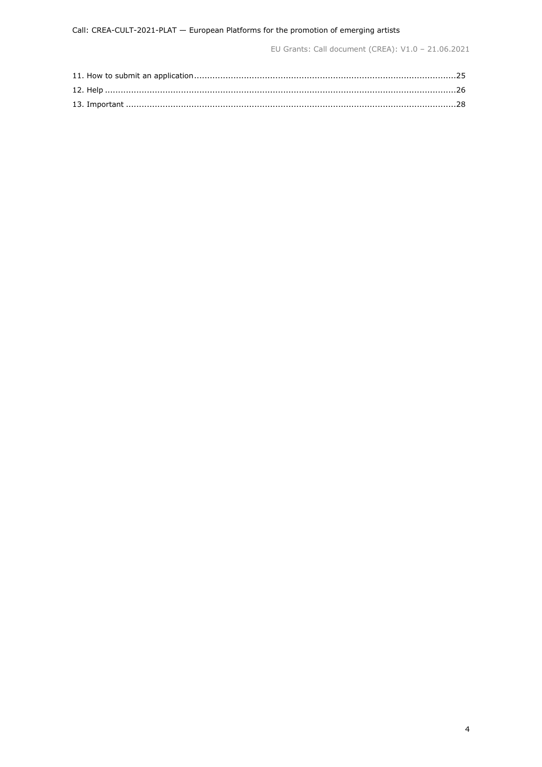11. How to submit an application ....................................................................................................25
12. Help .........................................................................................................................................26
13. Important ..................................................................................................................................28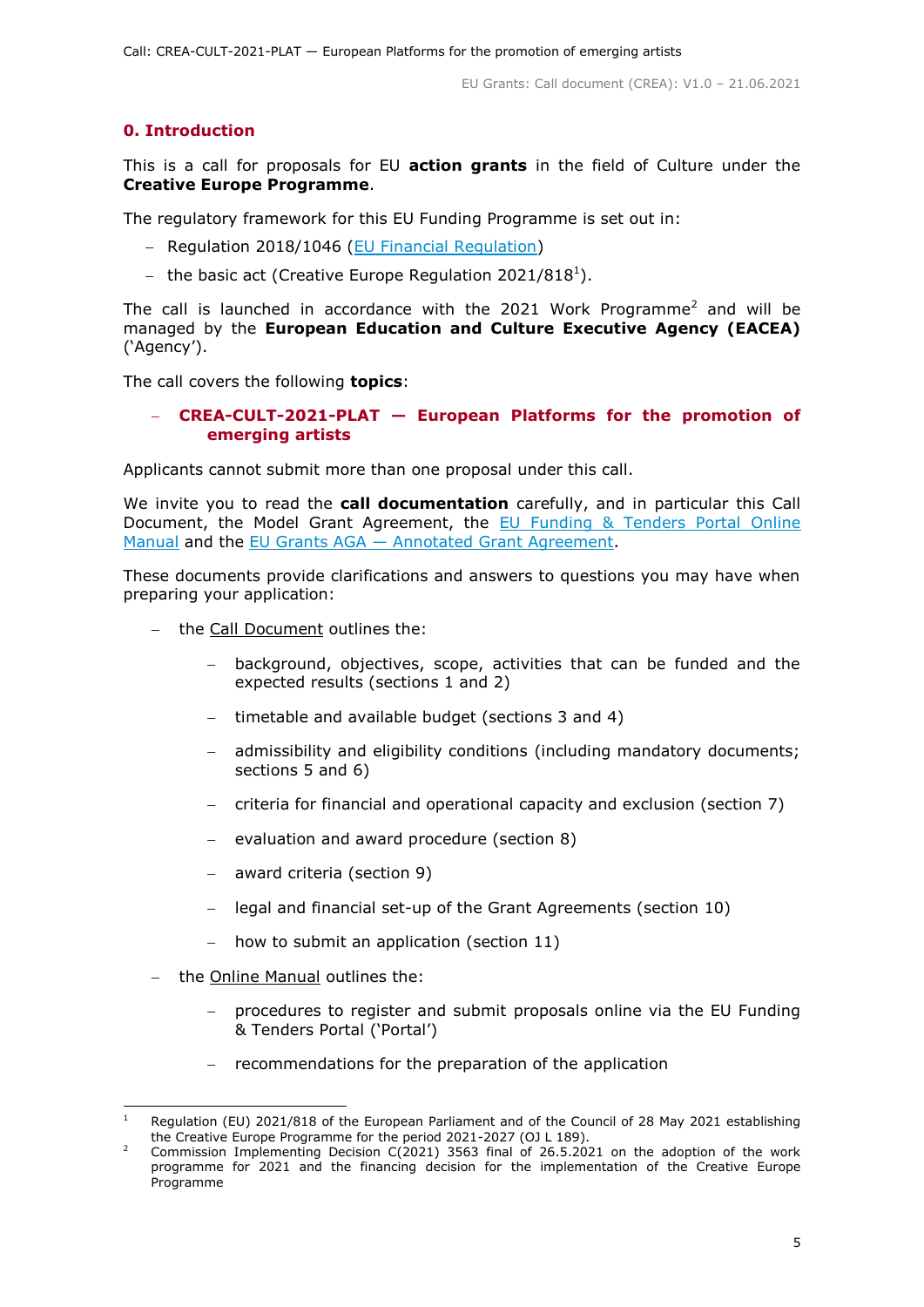## 0. Introduction

This is a call for proposals for EU **action grants** in the field of Culture under the **Creative Europe Programme**.

The regulatory framework for this EU Funding Programme is set out in:

- Regulation 2018/1046 (EU Financial Regulation)
- the basic act (Creative Europe Regulation 2021/818[1]).

The call is launched in accordance with the 2021 Work Programme[2] and will be managed by the **European Education and Culture Executive Agency (EACEA)** ('Agency').

The call covers the following **topics**:

- **CREA-CULT-2021-PLAT — European Platforms for the promotion of emerging artists**

Applicants cannot submit more than one proposal under this call.

We invite you to read the **call documentation** carefully, and in particular this Call Document, the Model Grant Agreement, the EU Funding & Tenders Portal Online Manual and the EU Grants AGA — Annotated Grant Agreement.

These documents provide clarifications and answers to questions you may have when preparing your application:

- the Call Document outlines the:
  - background, objectives, scope, activities that can be funded and the expected results (sections 1 and 2)
  - timetable and available budget (sections 3 and 4)
  - admissibility and eligibility conditions (including mandatory documents; sections 5 and 6)
  - criteria for financial and operational capacity and exclusion (section 7)
  - evaluation and award procedure (section 8)
  - award criteria (section 9)
  - legal and financial set-up of the Grant Agreements (section 10)
  - how to submit an application (section 11)
- the Online Manual outlines the:
  - procedures to register and submit proposals online via the EU Funding & Tenders Portal ('Portal')
  - recommendations for the preparation of the application

---

[1] Regulation (EU) 2021/818 of the European Parliament and of the Council of 28 May 2021 establishing the Creative Europe Programme for the period 2021-2027 (OJ L 189).

[2] Commission Implementing Decision C(2021) 3563 final of 26.5.2021 on the adoption of the work programme for 2021 and the financing decision for the implementation of the Creative Europe Programme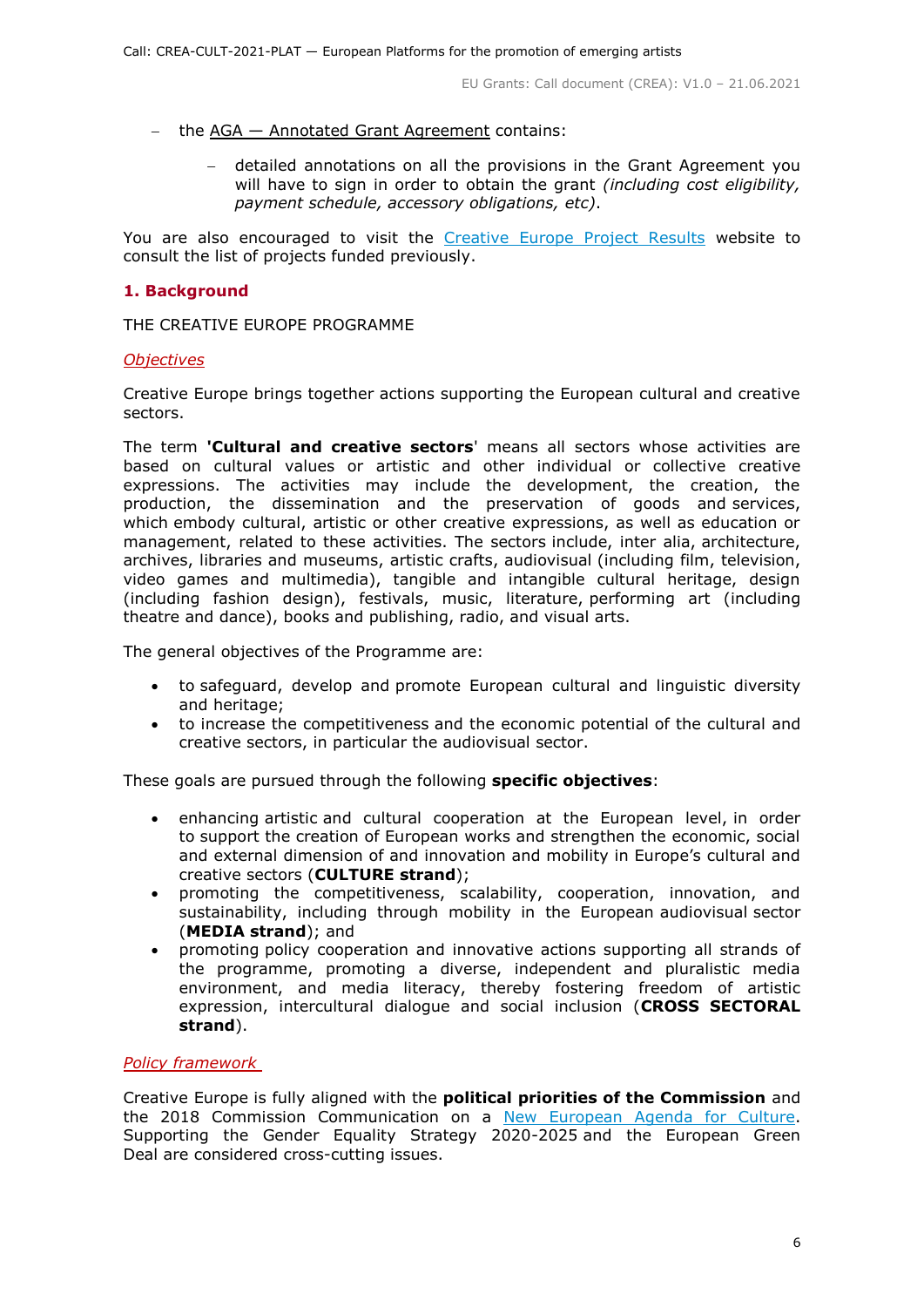- the AGA — Annotated Grant Agreement contains:
  - detailed annotations on all the provisions in the Grant Agreement you will have to sign in order to obtain the grant *(including cost eligibility, payment schedule, accessory obligations, etc)*.

You are also encouraged to visit the Creative Europe Project Results website to consult the list of projects funded previously.

## 1. Background

THE CREATIVE EUROPE PROGRAMME

*Objectives*

Creative Europe brings together actions supporting the European cultural and creative sectors.

The term **'Cultural and creative sectors**' means all sectors whose activities are based on cultural values or artistic and other individual or collective creative expressions. The activities may include the development, the creation, the production, the dissemination and the preservation of goods and services, which embody cultural, artistic or other creative expressions, as well as education or management, related to these activities. The sectors include, inter alia, architecture, archives, libraries and museums, artistic crafts, audiovisual (including film, television, video games and multimedia), tangible and intangible cultural heritage, design (including fashion design), festivals, music, literature, performing art (including theatre and dance), books and publishing, radio, and visual arts.

The general objectives of the Programme are:

- to safeguard, develop and promote European cultural and linguistic diversity and heritage;
- to increase the competitiveness and the economic potential of the cultural and creative sectors, in particular the audiovisual sector.

These goals are pursued through the following **specific objectives**:

- enhancing artistic and cultural cooperation at the European level, in order to support the creation of European works and strengthen the economic, social and external dimension of and innovation and mobility in Europe's cultural and creative sectors (**CULTURE strand**);
- promoting the competitiveness, scalability, cooperation, innovation, and sustainability, including through mobility in the European audiovisual sector (**MEDIA strand**); and
- promoting policy cooperation and innovative actions supporting all strands of the programme, promoting a diverse, independent and pluralistic media environment, and media literacy, thereby fostering freedom of artistic expression, intercultural dialogue and social inclusion (**CROSS SECTORAL strand**).

*Policy framework*

Creative Europe is fully aligned with the **political priorities of the Commission** and the 2018 Commission Communication on a New European Agenda for Culture. Supporting the Gender Equality Strategy 2020-2025 and the European Green Deal are considered cross-cutting issues.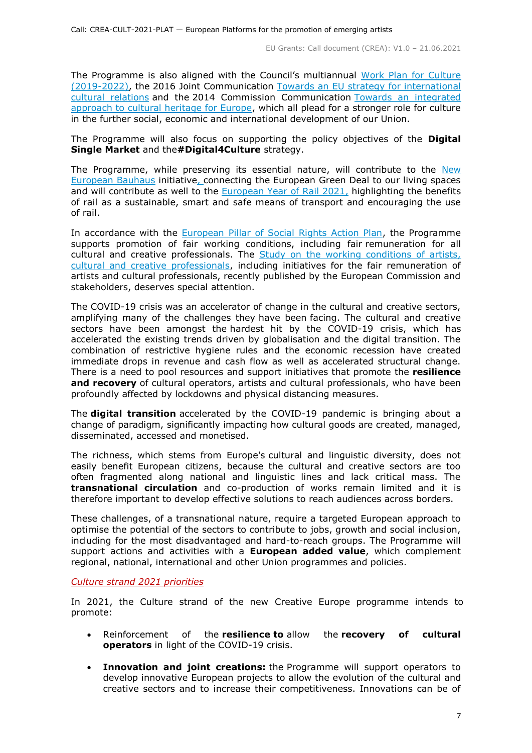The Programme is also aligned with the Council's multiannual Work Plan for Culture (2019-2022), the 2016 Joint Communication Towards an EU strategy for international cultural relations and the 2014 Commission Communication Towards an integrated approach to cultural heritage for Europe, which all plead for a stronger role for culture in the further social, economic and international development of our Union.

The Programme will also focus on supporting the policy objectives of the **Digital Single Market** and the**#Digital4Culture** strategy.

The Programme, while preserving its essential nature, will contribute to the New European Bauhaus initiative, connecting the European Green Deal to our living spaces and will contribute as well to the European Year of Rail 2021, highlighting the benefits of rail as a sustainable, smart and safe means of transport and encouraging the use of rail.

In accordance with the European Pillar of Social Rights Action Plan, the Programme supports promotion of fair working conditions, including fair remuneration for all cultural and creative professionals. The Study on the working conditions of artists, cultural and creative professionals, including initiatives for the fair remuneration of artists and cultural professionals, recently published by the European Commission and stakeholders, deserves special attention.

The COVID-19 crisis was an accelerator of change in the cultural and creative sectors, amplifying many of the challenges they have been facing. The cultural and creative sectors have been amongst the hardest hit by the COVID-19 crisis, which has accelerated the existing trends driven by globalisation and the digital transition. The combination of restrictive hygiene rules and the economic recession have created immediate drops in revenue and cash flow as well as accelerated structural change. There is a need to pool resources and support initiatives that promote the **resilience and recovery** of cultural operators, artists and cultural professionals, who have been profoundly affected by lockdowns and physical distancing measures.

The **digital transition** accelerated by the COVID-19 pandemic is bringing about a change of paradigm, significantly impacting how cultural goods are created, managed, disseminated, accessed and monetised.

The richness, which stems from Europe's cultural and linguistic diversity, does not easily benefit European citizens, because the cultural and creative sectors are too often fragmented along national and linguistic lines and lack critical mass. The **transnational circulation** and co-production of works remain limited and it is therefore important to develop effective solutions to reach audiences across borders.

These challenges, of a transnational nature, require a targeted European approach to optimise the potential of the sectors to contribute to jobs, growth and social inclusion, including for the most disadvantaged and hard-to-reach groups. The Programme will support actions and activities with a **European added value**, which complement regional, national, international and other Union programmes and policies.

*Culture strand 2021 priorities*

In 2021, the Culture strand of the new Creative Europe programme intends to promote:

- Reinforcement of the **resilience to** allow the **recovery of cultural operators** in light of the COVID-19 crisis.
- **Innovation and joint creations:** the Programme will support operators to develop innovative European projects to allow the evolution of the cultural and creative sectors and to increase their competitiveness. Innovations can be of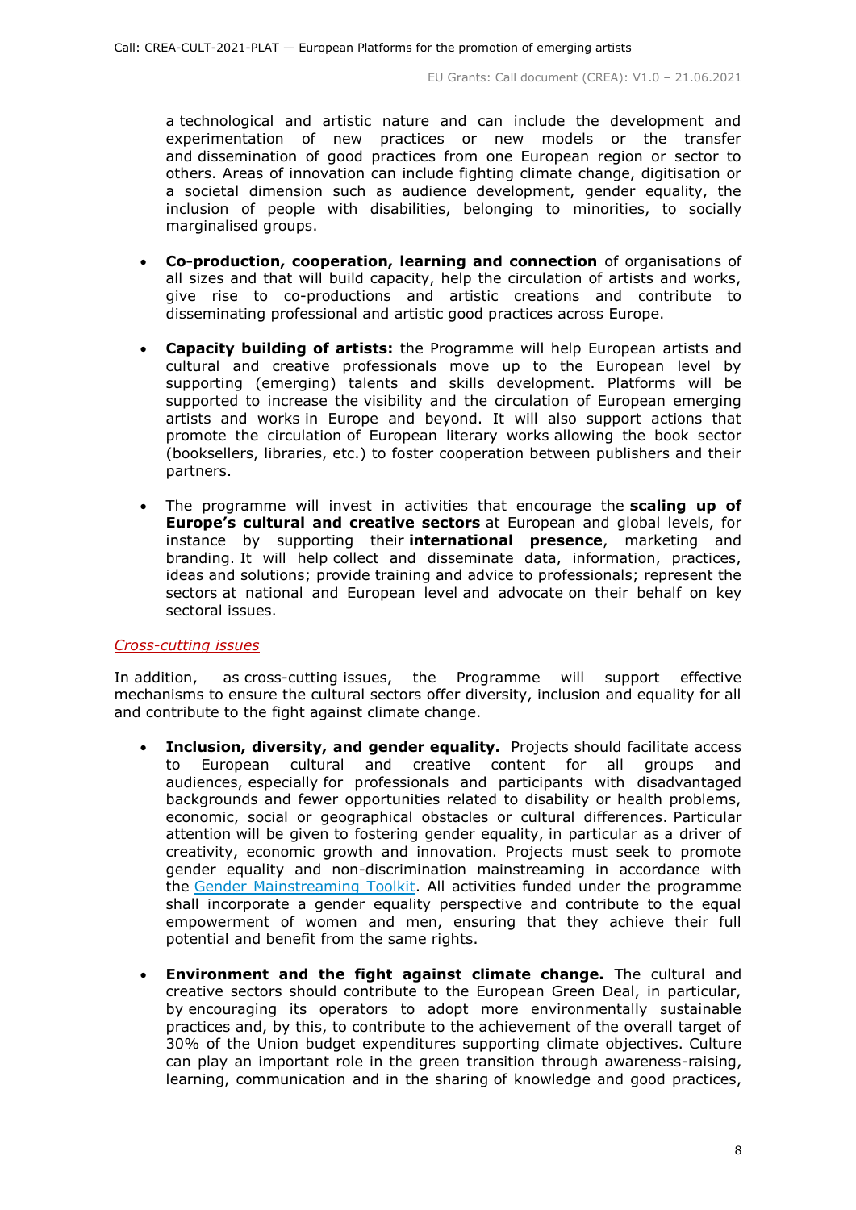a technological and artistic nature and can include the development and experimentation of new practices or new models or the transfer and dissemination of good practices from one European region or sector to others. Areas of innovation can include fighting climate change, digitisation or a societal dimension such as audience development, gender equality, the inclusion of people with disabilities, belonging to minorities, to socially marginalised groups.

- **Co-production, cooperation, learning and connection** of organisations of all sizes and that will build capacity, help the circulation of artists and works, give rise to co-productions and artistic creations and contribute to disseminating professional and artistic good practices across Europe.
- **Capacity building of artists:** the Programme will help European artists and cultural and creative professionals move up to the European level by supporting (emerging) talents and skills development. Platforms will be supported to increase the visibility and the circulation of European emerging artists and works in Europe and beyond. It will also support actions that promote the circulation of European literary works allowing the book sector (booksellers, libraries, etc.) to foster cooperation between publishers and their partners.
- The programme will invest in activities that encourage the **scaling up of Europe's cultural and creative sectors** at European and global levels, for instance by supporting their **international presence**, marketing and branding. It will help collect and disseminate data, information, practices, ideas and solutions; provide training and advice to professionals; represent the sectors at national and European level and advocate on their behalf on key sectoral issues.

*Cross-cutting issues*

In addition, as cross-cutting issues, the Programme will support effective mechanisms to ensure the cultural sectors offer diversity, inclusion and equality for all and contribute to the fight against climate change.

- **Inclusion, diversity, and gender equality.** Projects should facilitate access to European cultural and creative content for all groups and audiences, especially for professionals and participants with disadvantaged backgrounds and fewer opportunities related to disability or health problems, economic, social or geographical obstacles or cultural differences. Particular attention will be given to fostering gender equality, in particular as a driver of creativity, economic growth and innovation. Projects must seek to promote gender equality and non-discrimination mainstreaming in accordance with the Gender Mainstreaming Toolkit. All activities funded under the programme shall incorporate a gender equality perspective and contribute to the equal empowerment of women and men, ensuring that they achieve their full potential and benefit from the same rights.
- **Environment and the fight against climate change.** The cultural and creative sectors should contribute to the European Green Deal, in particular, by encouraging its operators to adopt more environmentally sustainable practices and, by this, to contribute to the achievement of the overall target of 30% of the Union budget expenditures supporting climate objectives. Culture can play an important role in the green transition through awareness-raising, learning, communication and in the sharing of knowledge and good practices,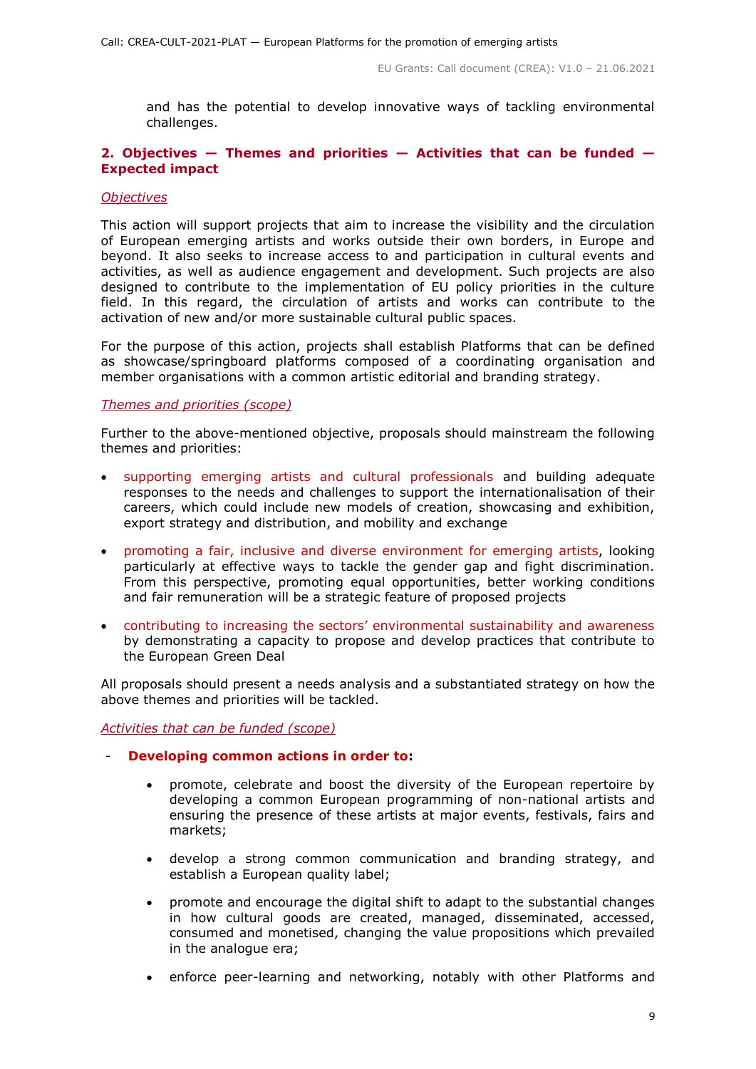and has the potential to develop innovative ways of tackling environmental challenges.

## 2. Objectives — Themes and priorities — Activities that can be funded — Expected impact

*Objectives*

This action will support projects that aim to increase the visibility and the circulation of European emerging artists and works outside their own borders, in Europe and beyond. It also seeks to increase access to and participation in cultural events and activities, as well as audience engagement and development. Such projects are also designed to contribute to the implementation of EU policy priorities in the culture field. In this regard, the circulation of artists and works can contribute to the activation of new and/or more sustainable cultural public spaces.

For the purpose of this action, projects shall establish Platforms that can be defined as showcase/springboard platforms composed of a coordinating organisation and member organisations with a common artistic editorial and branding strategy.

*Themes and priorities (scope)*

Further to the above-mentioned objective, proposals should mainstream the following themes and priorities:

- supporting emerging artists and cultural professionals and building adequate responses to the needs and challenges to support the internationalisation of their careers, which could include new models of creation, showcasing and exhibition, export strategy and distribution, and mobility and exchange
- promoting a fair, inclusive and diverse environment for emerging artists, looking particularly at effective ways to tackle the gender gap and fight discrimination. From this perspective, promoting equal opportunities, better working conditions and fair remuneration will be a strategic feature of proposed projects
- contributing to increasing the sectors' environmental sustainability and awareness by demonstrating a capacity to propose and develop practices that contribute to the European Green Deal

All proposals should present a needs analysis and a substantiated strategy on how the above themes and priorities will be tackled.

*Activities that can be funded (scope)*

- **Developing common actions in order to:**
  - promote, celebrate and boost the diversity of the European repertoire by developing a common European programming of non-national artists and ensuring the presence of these artists at major events, festivals, fairs and markets;
  - develop a strong common communication and branding strategy, and establish a European quality label;
  - promote and encourage the digital shift to adapt to the substantial changes in how cultural goods are created, managed, disseminated, accessed, consumed and monetised, changing the value propositions which prevailed in the analogue era;
  - enforce peer-learning and networking, notably with other Platforms and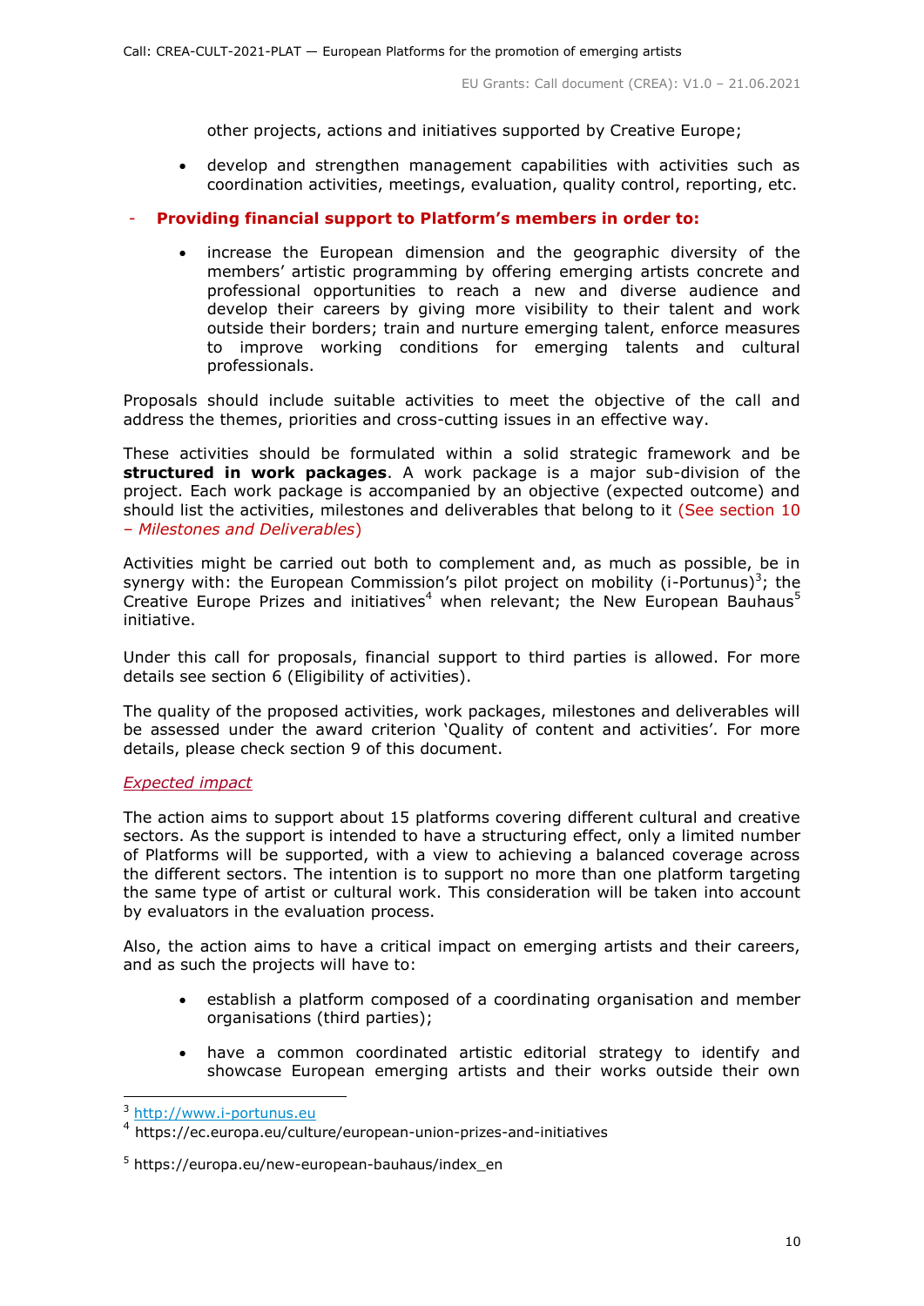other projects, actions and initiatives supported by Creative Europe;

- develop and strengthen management capabilities with activities such as coordination activities, meetings, evaluation, quality control, reporting, etc.

- **Providing financial support to Platform's members in order to:**
  - increase the European dimension and the geographic diversity of the members' artistic programming by offering emerging artists concrete and professional opportunities to reach a new and diverse audience and develop their careers by giving more visibility to their talent and work outside their borders; train and nurture emerging talent, enforce measures to improve working conditions for emerging talents and cultural professionals.

Proposals should include suitable activities to meet the objective of the call and address the themes, priorities and cross-cutting issues in an effective way.

These activities should be formulated within a solid strategic framework and be **structured in work packages**. A work package is a major sub-division of the project. Each work package is accompanied by an objective (expected outcome) and should list the activities, milestones and deliverables that belong to it (See section 10 – *Milestones and Deliverables*)

Activities might be carried out both to complement and, as much as possible, be in synergy with: the European Commission's pilot project on mobility (i-Portunus)[3]; the Creative Europe Prizes and initiatives[4] when relevant; the New European Bauhaus[5] initiative.

Under this call for proposals, financial support to third parties is allowed. For more details see section 6 (Eligibility of activities).

The quality of the proposed activities, work packages, milestones and deliverables will be assessed under the award criterion 'Quality of content and activities'. For more details, please check section 9 of this document.

*Expected impact*

The action aims to support about 15 platforms covering different cultural and creative sectors. As the support is intended to have a structuring effect, only a limited number of Platforms will be supported, with a view to achieving a balanced coverage across the different sectors. The intention is to support no more than one platform targeting the same type of artist or cultural work. This consideration will be taken into account by evaluators in the evaluation process.

Also, the action aims to have a critical impact on emerging artists and their careers, and as such the projects will have to:

- establish a platform composed of a coordinating organisation and member organisations (third parties);
- have a common coordinated artistic editorial strategy to identify and showcase European emerging artists and their works outside their own

---

[3] http://www.i-portunus.eu

[4] https://ec.europa.eu/culture/european-union-prizes-and-initiatives

[5] https://europa.eu/new-european-bauhaus/index_en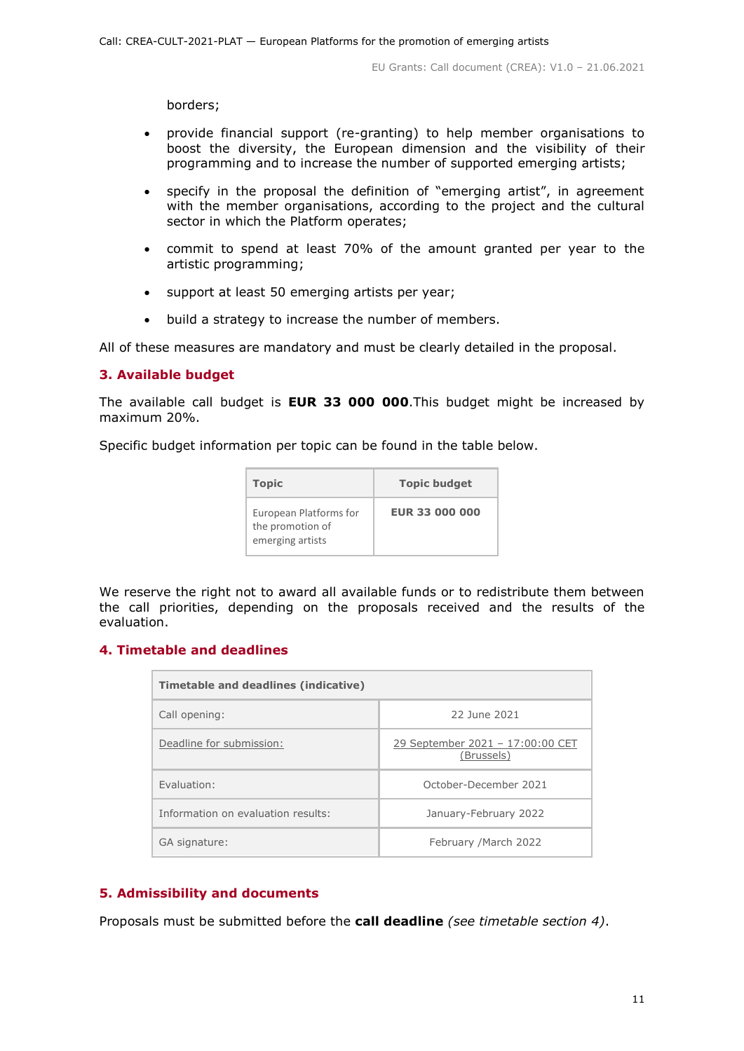borders;

- provide financial support (re-granting) to help member organisations to boost the diversity, the European dimension and the visibility of their programming and to increase the number of supported emerging artists;
- specify in the proposal the definition of "emerging artist", in agreement with the member organisations, according to the project and the cultural sector in which the Platform operates;
- commit to spend at least 70% of the amount granted per year to the artistic programming;
- support at least 50 emerging artists per year;
- build a strategy to increase the number of members.

All of these measures are mandatory and must be clearly detailed in the proposal.

## 3. Available budget

The available call budget is **EUR 33 000 000**.This budget might be increased by maximum 20%.

Specific budget information per topic can be found in the table below.

| Topic | Topic budget |
| --- | --- |
| European Platforms for the promotion of emerging artists | **EUR 33 000 000** |

We reserve the right not to award all available funds or to redistribute them between the call priorities, depending on the proposals received and the results of the evaluation.

## 4. Timetable and deadlines

| Timetable and deadlines (indicative) | |
| --- | --- |
| Call opening: | 22 June 2021 |
| Deadline for submission: | 29 September 2021 – 17:00:00 CET (Brussels) |
| Evaluation: | October-December 2021 |
| Information on evaluation results: | January-February 2022 |
| GA signature: | February /March 2022 |

## 5. Admissibility and documents

Proposals must be submitted before the **call deadline** *(see timetable section 4)*.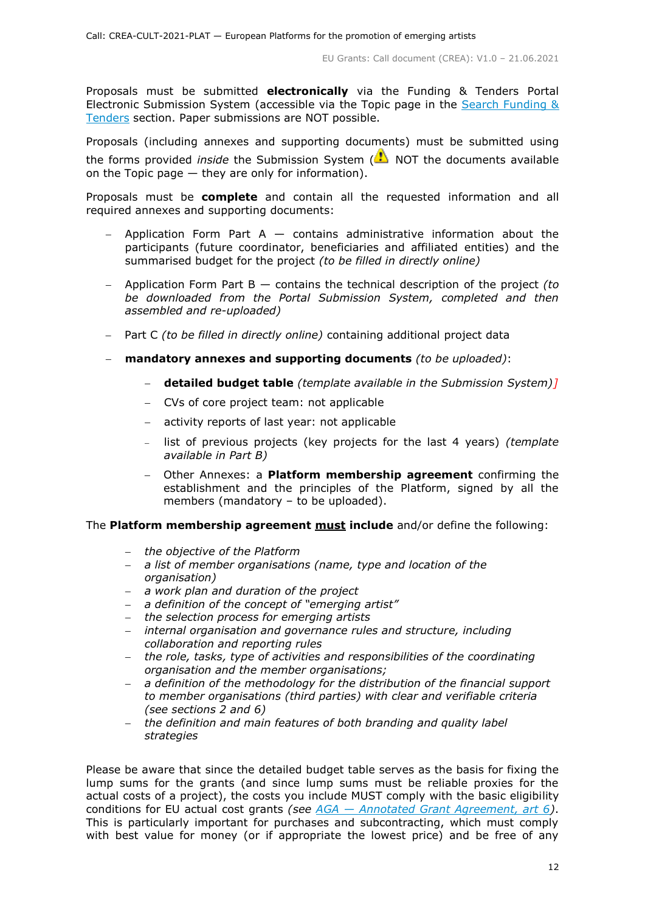Proposals must be submitted **electronically** via the Funding & Tenders Portal Electronic Submission System (accessible via the Topic page in the [Search Funding & Tenders](#) section. Paper submissions are NOT possible.

Proposals (including annexes and supporting documents) must be submitted using the forms provided *inside* the Submission System (⚠ NOT the documents available on the Topic page — they are only for information).

Proposals must be **complete** and contain all the requested information and all required annexes and supporting documents:

- Application Form Part A — contains administrative information about the participants (future coordinator, beneficiaries and affiliated entities) and the summarised budget for the project *(to be filled in directly online)*
- Application Form Part B — contains the technical description of the project *(to be downloaded from the Portal Submission System, completed and then assembled and re-uploaded)*
- Part C *(to be filled in directly online)* containing additional project data
- **mandatory annexes and supporting documents** *(to be uploaded)*:
  - **detailed budget table** *(template available in the Submission System)]*
  - CVs of core project team: not applicable
  - activity reports of last year: not applicable
  - list of previous projects (key projects for the last 4 years) *(template available in Part B)*
  - Other Annexes: a **Platform membership agreement** confirming the establishment and the principles of the Platform, signed by all the members (mandatory – to be uploaded).

The **Platform membership agreement** **<u>must</u> include** and/or define the following:

- *the objective of the Platform*
- *a list of member organisations (name, type and location of the organisation)*
- *a work plan and duration of the project*
- *a definition of the concept of "emerging artist"*
- *the selection process for emerging artists*
- *internal organisation and governance rules and structure, including collaboration and reporting rules*
- *the role, tasks, type of activities and responsibilities of the coordinating organisation and the member organisations;*
- *a definition of the methodology for the distribution of the financial support to member organisations (third parties) with clear and verifiable criteria (see sections 2 and 6)*
- *the definition and main features of both branding and quality label strategies*

Please be aware that since the detailed budget table serves as the basis for fixing the lump sums for the grants (and since lump sums must be reliable proxies for the actual costs of a project), the costs you include MUST comply with the basic eligibility conditions for EU actual cost grants *(see [AGA — Annotated Grant Agreement, art 6](#))*. This is particularly important for purchases and subcontracting, which must comply with best value for money (or if appropriate the lowest price) and be free of any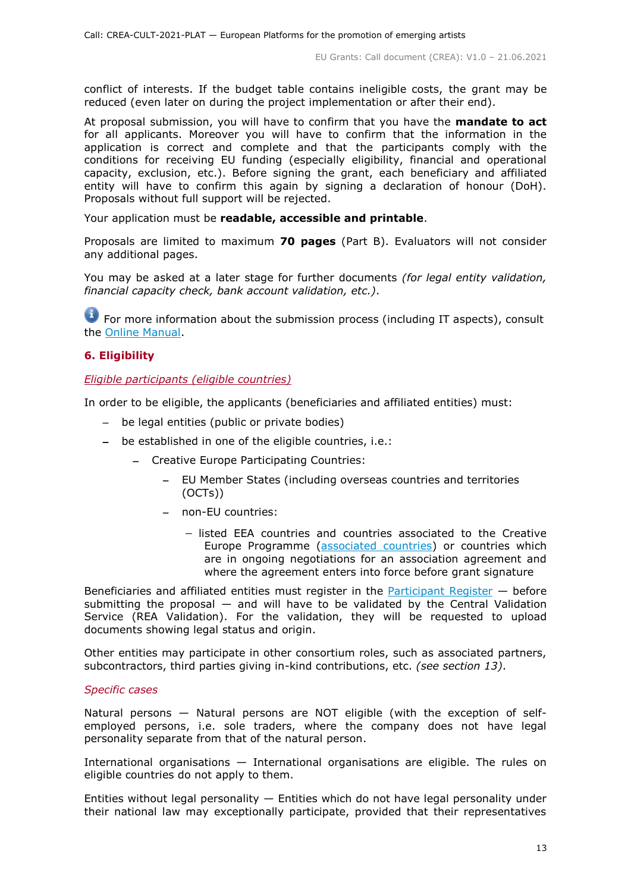conflict of interests. If the budget table contains ineligible costs, the grant may be reduced (even later on during the project implementation or after their end).

At proposal submission, you will have to confirm that you have the **mandate to act** for all applicants. Moreover you will have to confirm that the information in the application is correct and complete and that the participants comply with the conditions for receiving EU funding (especially eligibility, financial and operational capacity, exclusion, etc.). Before signing the grant, each beneficiary and affiliated entity will have to confirm this again by signing a declaration of honour (DoH). Proposals without full support will be rejected.

Your application must be **readable, accessible and printable**.

Proposals are limited to maximum **70 pages** (Part B). Evaluators will not consider any additional pages.

You may be asked at a later stage for further documents *(for legal entity validation, financial capacity check, bank account validation, etc.)*.

For more information about the submission process (including IT aspects), consult the [Online Manual](Online Manual).

## 6. Eligibility

*Eligible participants (eligible countries)*

In order to be eligible, the applicants (beneficiaries and affiliated entities) must:

- be legal entities (public or private bodies)
- be established in one of the eligible countries, i.e.:
  - Creative Europe Participating Countries:
    - EU Member States (including overseas countries and territories (OCTs))
    - non-EU countries:
      - listed EEA countries and countries associated to the Creative Europe Programme ([associated countries](associated countries)) or countries which are in ongoing negotiations for an association agreement and where the agreement enters into force before grant signature

Beneficiaries and affiliated entities must register in the [Participant Register](Participant Register) — before submitting the proposal — and will have to be validated by the Central Validation Service (REA Validation). For the validation, they will be requested to upload documents showing legal status and origin.

Other entities may participate in other consortium roles, such as associated partners, subcontractors, third parties giving in-kind contributions, etc. *(see section 13)*.

*Specific cases*

Natural persons — Natural persons are NOT eligible (with the exception of self-employed persons, i.e. sole traders, where the company does not have legal personality separate from that of the natural person.

International organisations — International organisations are eligible. The rules on eligible countries do not apply to them.

Entities without legal personality — Entities which do not have legal personality under their national law may exceptionally participate, provided that their representatives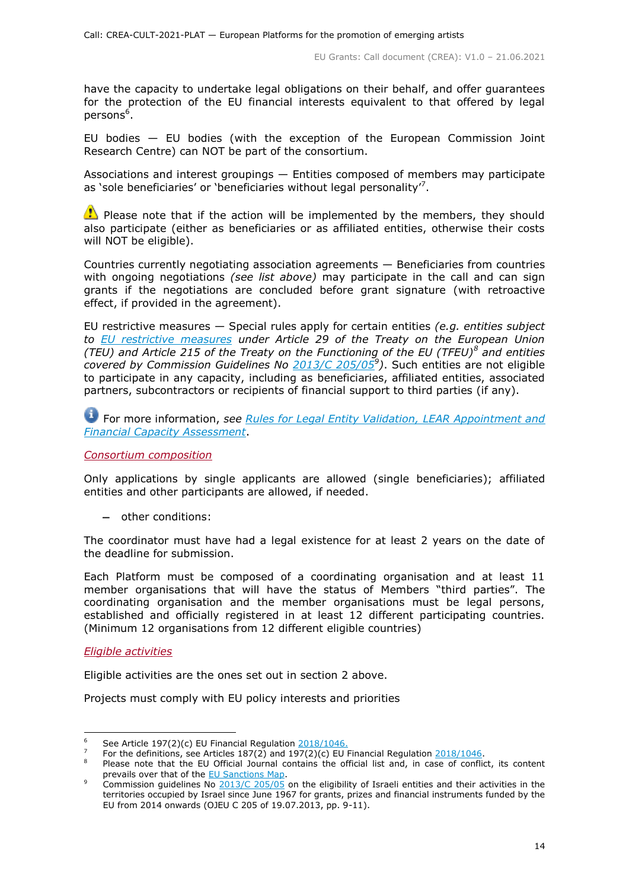have the capacity to undertake legal obligations on their behalf, and offer guarantees for the protection of the EU financial interests equivalent to that offered by legal persons[6].

EU bodies — EU bodies (with the exception of the European Commission Joint Research Centre) can NOT be part of the consortium.

Associations and interest groupings — Entities composed of members may participate as 'sole beneficiaries' or 'beneficiaries without legal personality'[7].

⚠ Please note that if the action will be implemented by the members, they should also participate (either as beneficiaries or as affiliated entities, otherwise their costs will NOT be eligible).

Countries currently negotiating association agreements — Beneficiaries from countries with ongoing negotiations *(see list above)* may participate in the call and can sign grants if the negotiations are concluded before grant signature (with retroactive effect, if provided in the agreement).

EU restrictive measures — Special rules apply for certain entities *(e.g. entities subject to [EU restrictive measures](#) under Article 29 of the Treaty on the European Union (TEU) and Article 215 of the Treaty on the Functioning of the EU (TFEU)[8] and entities covered by Commission Guidelines No [2013/C 205/05](#)[9])*. Such entities are not eligible to participate in any capacity, including as beneficiaries, affiliated entities, associated partners, subcontractors or recipients of financial support to third parties (if any).

ℹ For more information, *see [Rules for Legal Entity Validation, LEAR Appointment and Financial Capacity Assessment](#)*.

*Consortium composition*

Only applications by single applicants are allowed (single beneficiaries); affiliated entities and other participants are allowed, if needed.

- other conditions:

The coordinator must have had a legal existence for at least 2 years on the date of the deadline for submission.

Each Platform must be composed of a coordinating organisation and at least 11 member organisations that will have the status of Members "third parties". The coordinating organisation and the member organisations must be legal persons, established and officially registered in at least 12 different participating countries. (Minimum 12 organisations from 12 different eligible countries)

*Eligible activities*

Eligible activities are the ones set out in section 2 above.

Projects must comply with EU policy interests and priorities

---

[6] See Article 197(2)(c) EU Financial Regulation [2018/1046.](#)
[7] For the definitions, see Articles 187(2) and 197(2)(c) EU Financial Regulation [2018/1046](#).
[8] Please note that the EU Official Journal contains the official list and, in case of conflict, its content prevails over that of the [EU Sanctions Map](#).
[9] Commission guidelines No [2013/C 205/05](#) on the eligibility of Israeli entities and their activities in the territories occupied by Israel since June 1967 for grants, prizes and financial instruments funded by the EU from 2014 onwards (OJEU C 205 of 19.07.2013, pp. 9-11).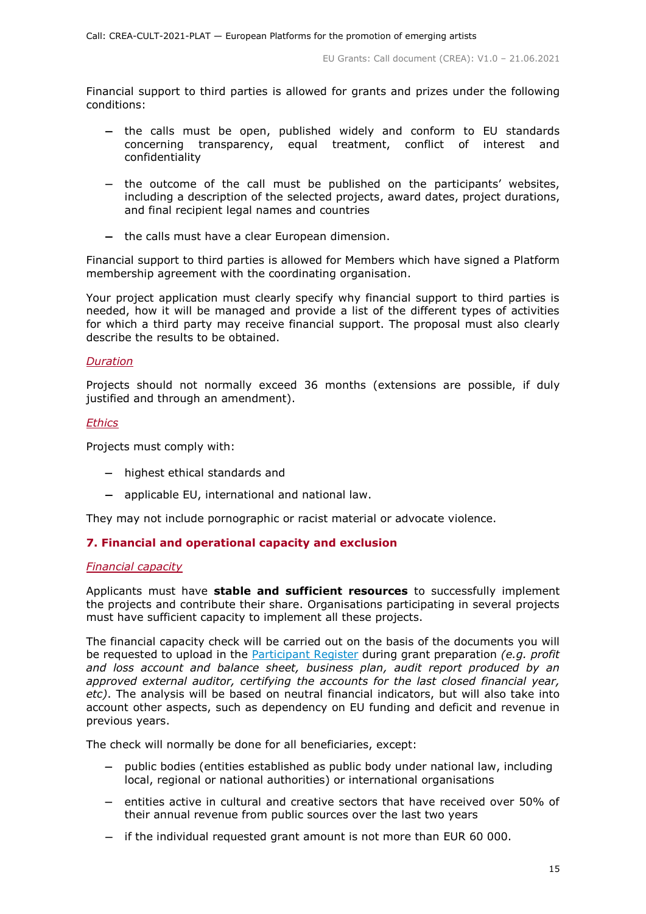Financial support to third parties is allowed for grants and prizes under the following conditions:

- the calls must be open, published widely and conform to EU standards concerning transparency, equal treatment, conflict of interest and confidentiality
- the outcome of the call must be published on the participants' websites, including a description of the selected projects, award dates, project durations, and final recipient legal names and countries
- the calls must have a clear European dimension.

Financial support to third parties is allowed for Members which have signed a Platform membership agreement with the coordinating organisation.

Your project application must clearly specify why financial support to third parties is needed, how it will be managed and provide a list of the different types of activities for which a third party may receive financial support. The proposal must also clearly describe the results to be obtained.

*Duration*

Projects should not normally exceed 36 months (extensions are possible, if duly justified and through an amendment).

*Ethics*

Projects must comply with:

- highest ethical standards and
- applicable EU, international and national law.

They may not include pornographic or racist material or advocate violence.

## 7. Financial and operational capacity and exclusion

*Financial capacity*

Applicants must have **stable and sufficient resources** to successfully implement the projects and contribute their share. Organisations participating in several projects must have sufficient capacity to implement all these projects.

The financial capacity check will be carried out on the basis of the documents you will be requested to upload in the Participant Register during grant preparation *(e.g. profit and loss account and balance sheet, business plan, audit report produced by an approved external auditor, certifying the accounts for the last closed financial year, etc)*. The analysis will be based on neutral financial indicators, but will also take into account other aspects, such as dependency on EU funding and deficit and revenue in previous years.

The check will normally be done for all beneficiaries, except:

- public bodies (entities established as public body under national law, including local, regional or national authorities) or international organisations
- entities active in cultural and creative sectors that have received over 50% of their annual revenue from public sources over the last two years
- if the individual requested grant amount is not more than EUR 60 000.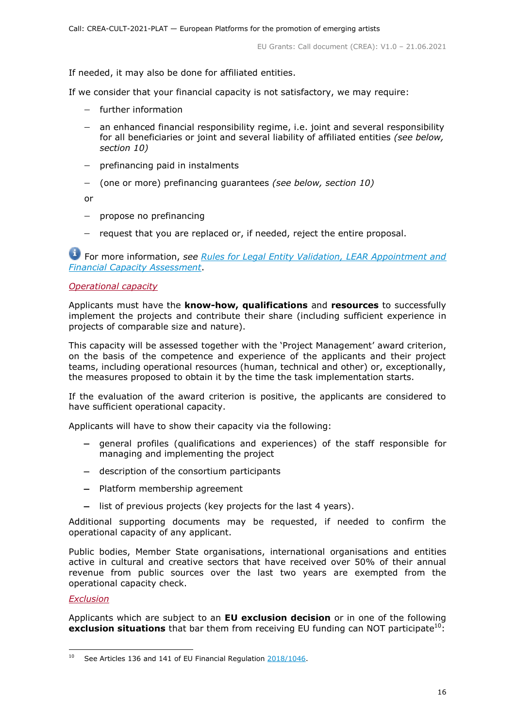If needed, it may also be done for affiliated entities.

If we consider that your financial capacity is not satisfactory, we may require:

- further information
- an enhanced financial responsibility regime, i.e. joint and several responsibility for all beneficiaries or joint and several liability of affiliated entities *(see below, section 10)*
- prefinancing paid in instalments
- (one or more) prefinancing guarantees *(see below, section 10)*

or

- propose no prefinancing
- request that you are replaced or, if needed, reject the entire proposal.

For more information, *see* *[Rules for Legal Entity Validation, LEAR Appointment and Financial Capacity Assessment](#)*.

*Operational capacity*

Applicants must have the **know-how, qualifications** and **resources** to successfully implement the projects and contribute their share (including sufficient experience in projects of comparable size and nature).

This capacity will be assessed together with the 'Project Management' award criterion, on the basis of the competence and experience of the applicants and their project teams, including operational resources (human, technical and other) or, exceptionally, the measures proposed to obtain it by the time the task implementation starts.

If the evaluation of the award criterion is positive, the applicants are considered to have sufficient operational capacity.

Applicants will have to show their capacity via the following:

- general profiles (qualifications and experiences) of the staff responsible for managing and implementing the project
- description of the consortium participants
- Platform membership agreement
- list of previous projects (key projects for the last 4 years).

Additional supporting documents may be requested, if needed to confirm the operational capacity of any applicant.

Public bodies, Member State organisations, international organisations and entities active in cultural and creative sectors that have received over 50% of their annual revenue from public sources over the last two years are exempted from the operational capacity check.

*Exclusion*

Applicants which are subject to an **EU exclusion decision** or in one of the following **exclusion situations** that bar them from receiving EU funding can NOT participate[10]:

[10] See Articles 136 and 141 of EU Financial Regulation [2018/1046](#).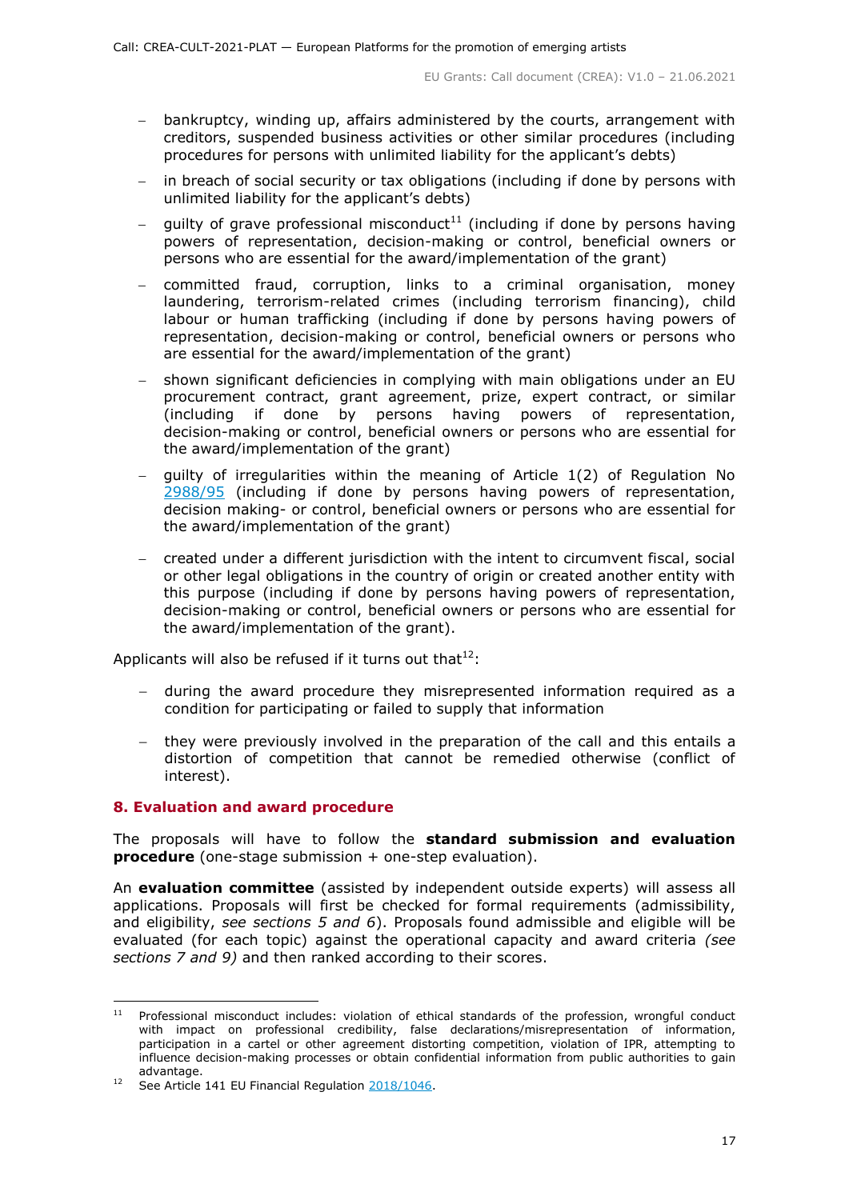- bankruptcy, winding up, affairs administered by the courts, arrangement with creditors, suspended business activities or other similar procedures (including procedures for persons with unlimited liability for the applicant's debts)
- in breach of social security or tax obligations (including if done by persons with unlimited liability for the applicant's debts)
- guilty of grave professional misconduct[11] (including if done by persons having powers of representation, decision-making or control, beneficial owners or persons who are essential for the award/implementation of the grant)
- committed fraud, corruption, links to a criminal organisation, money laundering, terrorism-related crimes (including terrorism financing), child labour or human trafficking (including if done by persons having powers of representation, decision-making or control, beneficial owners or persons who are essential for the award/implementation of the grant)
- shown significant deficiencies in complying with main obligations under an EU procurement contract, grant agreement, prize, expert contract, or similar (including if done by persons having powers of representation, decision-making or control, beneficial owners or persons who are essential for the award/implementation of the grant)
- guilty of irregularities within the meaning of Article 1(2) of Regulation No [2988/95](2988/95) (including if done by persons having powers of representation, decision making- or control, beneficial owners or persons who are essential for the award/implementation of the grant)
- created under a different jurisdiction with the intent to circumvent fiscal, social or other legal obligations in the country of origin or created another entity with this purpose (including if done by persons having powers of representation, decision-making or control, beneficial owners or persons who are essential for the award/implementation of the grant).

Applicants will also be refused if it turns out that[12]:

- during the award procedure they misrepresented information required as a condition for participating or failed to supply that information
- they were previously involved in the preparation of the call and this entails a distortion of competition that cannot be remedied otherwise (conflict of interest).

## 8. Evaluation and award procedure

The proposals will have to follow the **standard submission and evaluation procedure** (one-stage submission + one-step evaluation).

An **evaluation committee** (assisted by independent outside experts) will assess all applications. Proposals will first be checked for formal requirements (admissibility, and eligibility, *see sections 5 and 6*). Proposals found admissible and eligible will be evaluated (for each topic) against the operational capacity and award criteria *(see sections 7 and 9)* and then ranked according to their scores.

---

[11] Professional misconduct includes: violation of ethical standards of the profession, wrongful conduct with impact on professional credibility, false declarations/misrepresentation of information, participation in a cartel or other agreement distorting competition, violation of IPR, attempting to influence decision-making processes or obtain confidential information from public authorities to gain advantage.

[12] See Article 141 EU Financial Regulation 2018/1046.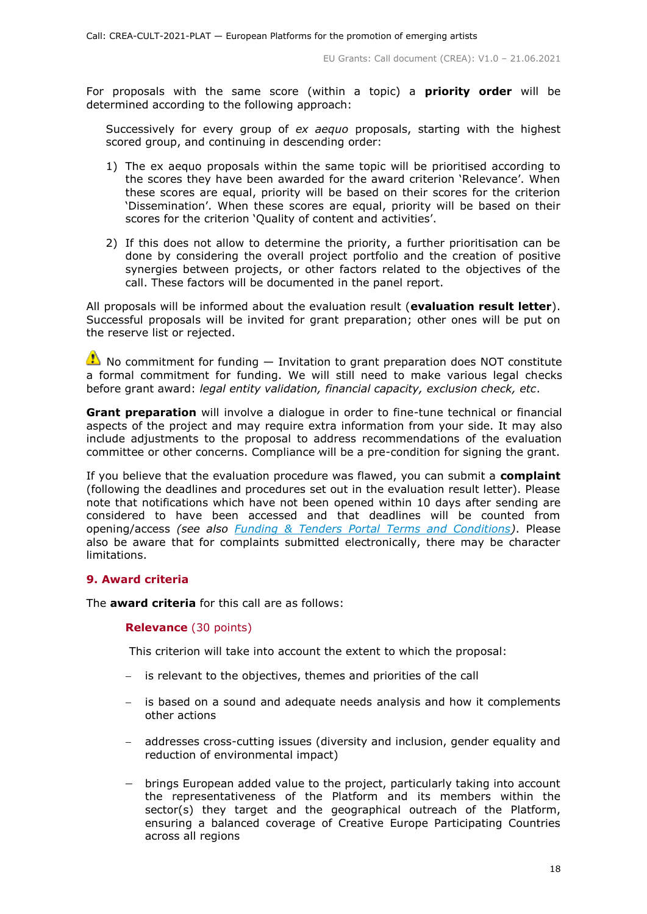For proposals with the same score (within a topic) a **priority order** will be determined according to the following approach:

Successively for every group of *ex aequo* proposals, starting with the highest scored group, and continuing in descending order:

1) The ex aequo proposals within the same topic will be prioritised according to the scores they have been awarded for the award criterion 'Relevance'. When these scores are equal, priority will be based on their scores for the criterion 'Dissemination'. When these scores are equal, priority will be based on their scores for the criterion 'Quality of content and activities'.

2) If this does not allow to determine the priority, a further prioritisation can be done by considering the overall project portfolio and the creation of positive synergies between projects, or other factors related to the objectives of the call. These factors will be documented in the panel report.

All proposals will be informed about the evaluation result (**evaluation result letter**). Successful proposals will be invited for grant preparation; other ones will be put on the reserve list or rejected.

⚠ No commitment for funding — Invitation to grant preparation does NOT constitute a formal commitment for funding. We will still need to make various legal checks before grant award: *legal entity validation, financial capacity, exclusion check, etc*.

**Grant preparation** will involve a dialogue in order to fine-tune technical or financial aspects of the project and may require extra information from your side. It may also include adjustments to the proposal to address recommendations of the evaluation committee or other concerns. Compliance will be a pre-condition for signing the grant.

If you believe that the evaluation procedure was flawed, you can submit a **complaint** (following the deadlines and procedures set out in the evaluation result letter). Please note that notifications which have not been opened within 10 days after sending are considered to have been accessed and that deadlines will be counted from opening/access *(see also [Funding & Tenders Portal Terms and Conditions](Funding & Tenders Portal Terms and Conditions))*. Please also be aware that for complaints submitted electronically, there may be character limitations.

## 9. Award criteria

The **award criteria** for this call are as follows:

**Relevance** (30 points)

This criterion will take into account the extent to which the proposal:

- is relevant to the objectives, themes and priorities of the call
- is based on a sound and adequate needs analysis and how it complements other actions
- addresses cross-cutting issues (diversity and inclusion, gender equality and reduction of environmental impact)
- brings European added value to the project, particularly taking into account the representativeness of the Platform and its members within the sector(s) they target and the geographical outreach of the Platform, ensuring a balanced coverage of Creative Europe Participating Countries across all regions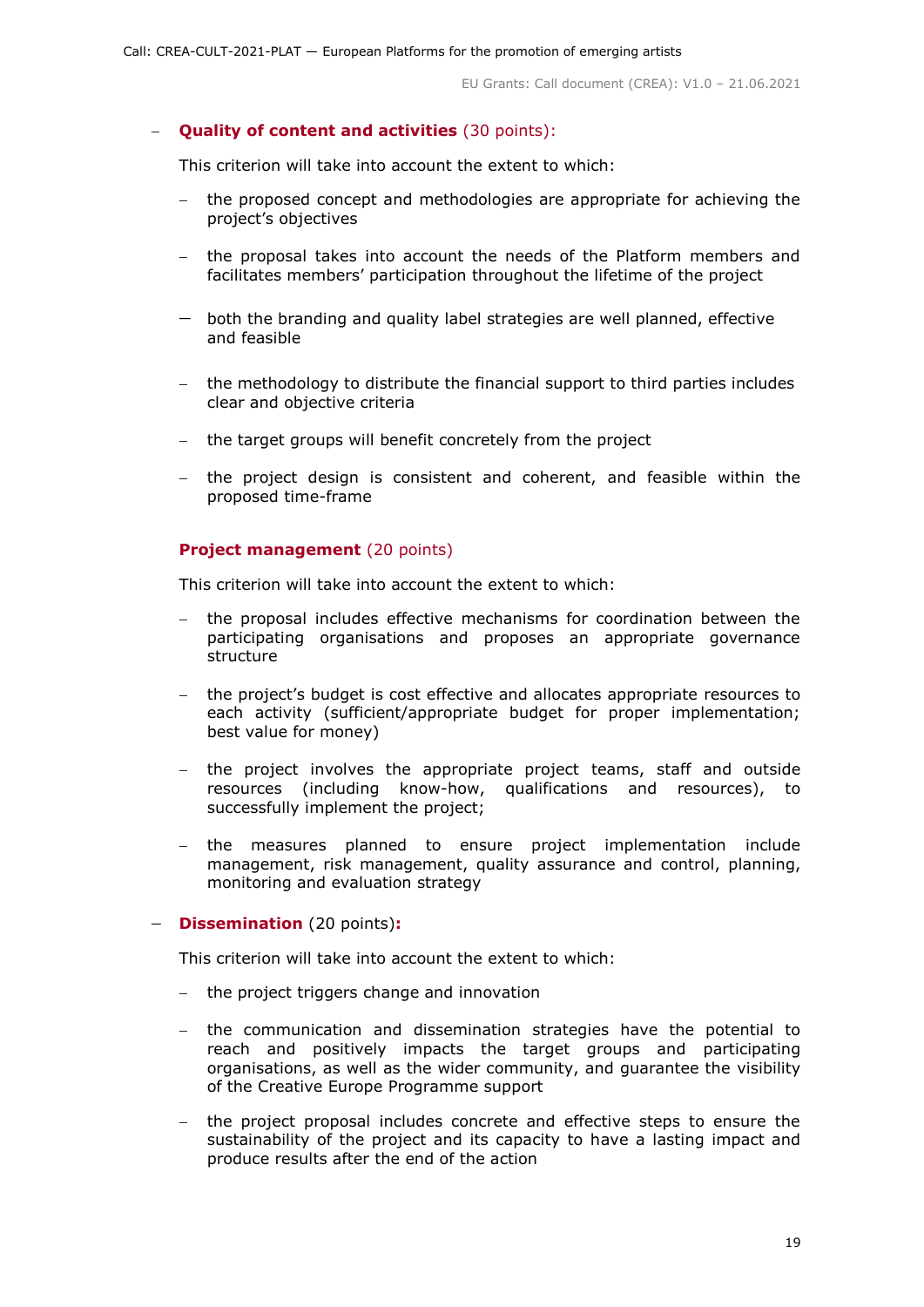- **Quality of content and activities** (30 points):

  This criterion will take into account the extent to which:

  - the proposed concept and methodologies are appropriate for achieving the project's objectives
  - the proposal takes into account the needs of the Platform members and facilitates members' participation throughout the lifetime of the project
  - both the branding and quality label strategies are well planned, effective and feasible
  - the methodology to distribute the financial support to third parties includes clear and objective criteria
  - the target groups will benefit concretely from the project
  - the project design is consistent and coherent, and feasible within the proposed time-frame

  **Project management** (20 points)

  This criterion will take into account the extent to which:

  - the proposal includes effective mechanisms for coordination between the participating organisations and proposes an appropriate governance structure
  - the project's budget is cost effective and allocates appropriate resources to each activity (sufficient/appropriate budget for proper implementation; best value for money)
  - the project involves the appropriate project teams, staff and outside resources (including know-how, qualifications and resources), to successfully implement the project;
  - the measures planned to ensure project implementation include management, risk management, quality assurance and control, planning, monitoring and evaluation strategy

- **Dissemination** (20 points)**:**

  This criterion will take into account the extent to which:

  - the project triggers change and innovation
  - the communication and dissemination strategies have the potential to reach and positively impacts the target groups and participating organisations, as well as the wider community, and guarantee the visibility of the Creative Europe Programme support
  - the project proposal includes concrete and effective steps to ensure the sustainability of the project and its capacity to have a lasting impact and produce results after the end of the action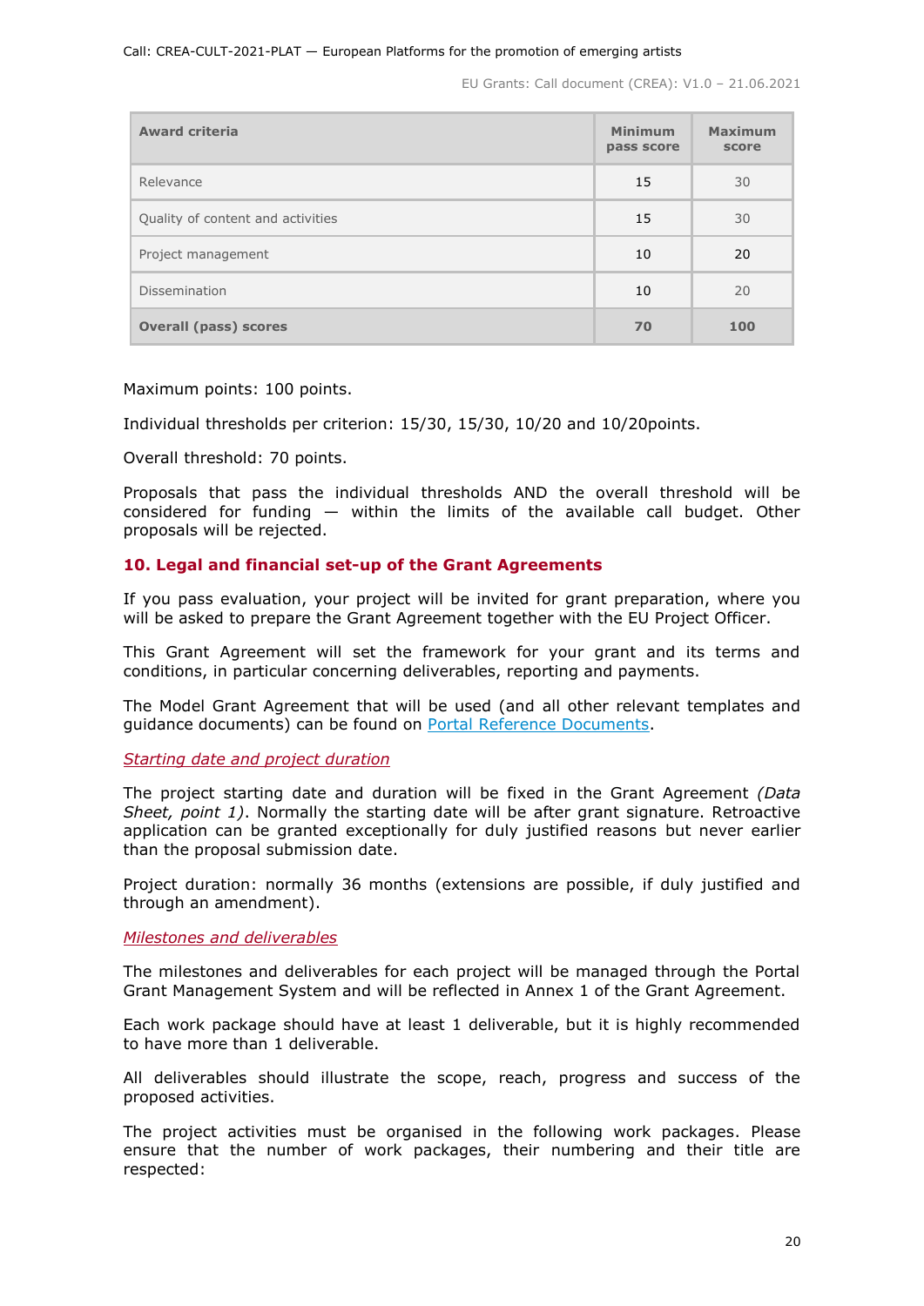| **Award criteria** | **Minimum pass score** | **Maximum score** |
|---|---|---|
| Relevance | 15 | 30 |
| Quality of content and activities | 15 | 30 |
| Project management | 10 | 20 |
| Dissemination | 10 | 20 |
| **Overall (pass) scores** | **70** | **100** |

Maximum points: 100 points.

Individual thresholds per criterion: 15/30, 15/30, 10/20 and 10/20points.

Overall threshold: 70 points.

Proposals that pass the individual thresholds AND the overall threshold will be considered for funding — within the limits of the available call budget. Other proposals will be rejected.

## 10. Legal and financial set-up of the Grant Agreements

If you pass evaluation, your project will be invited for grant preparation, where you will be asked to prepare the Grant Agreement together with the EU Project Officer.

This Grant Agreement will set the framework for your grant and its terms and conditions, in particular concerning deliverables, reporting and payments.

The Model Grant Agreement that will be used (and all other relevant templates and guidance documents) can be found on [Portal Reference Documents](Portal Reference Documents).

### *Starting date and project duration*

The project starting date and duration will be fixed in the Grant Agreement *(Data Sheet, point 1)*. Normally the starting date will be after grant signature. Retroactive application can be granted exceptionally for duly justified reasons but never earlier than the proposal submission date.

Project duration: normally 36 months (extensions are possible, if duly justified and through an amendment).

### *Milestones and deliverables*

The milestones and deliverables for each project will be managed through the Portal Grant Management System and will be reflected in Annex 1 of the Grant Agreement.

Each work package should have at least 1 deliverable, but it is highly recommended to have more than 1 deliverable.

All deliverables should illustrate the scope, reach, progress and success of the proposed activities.

The project activities must be organised in the following work packages. Please ensure that the number of work packages, their numbering and their title are respected: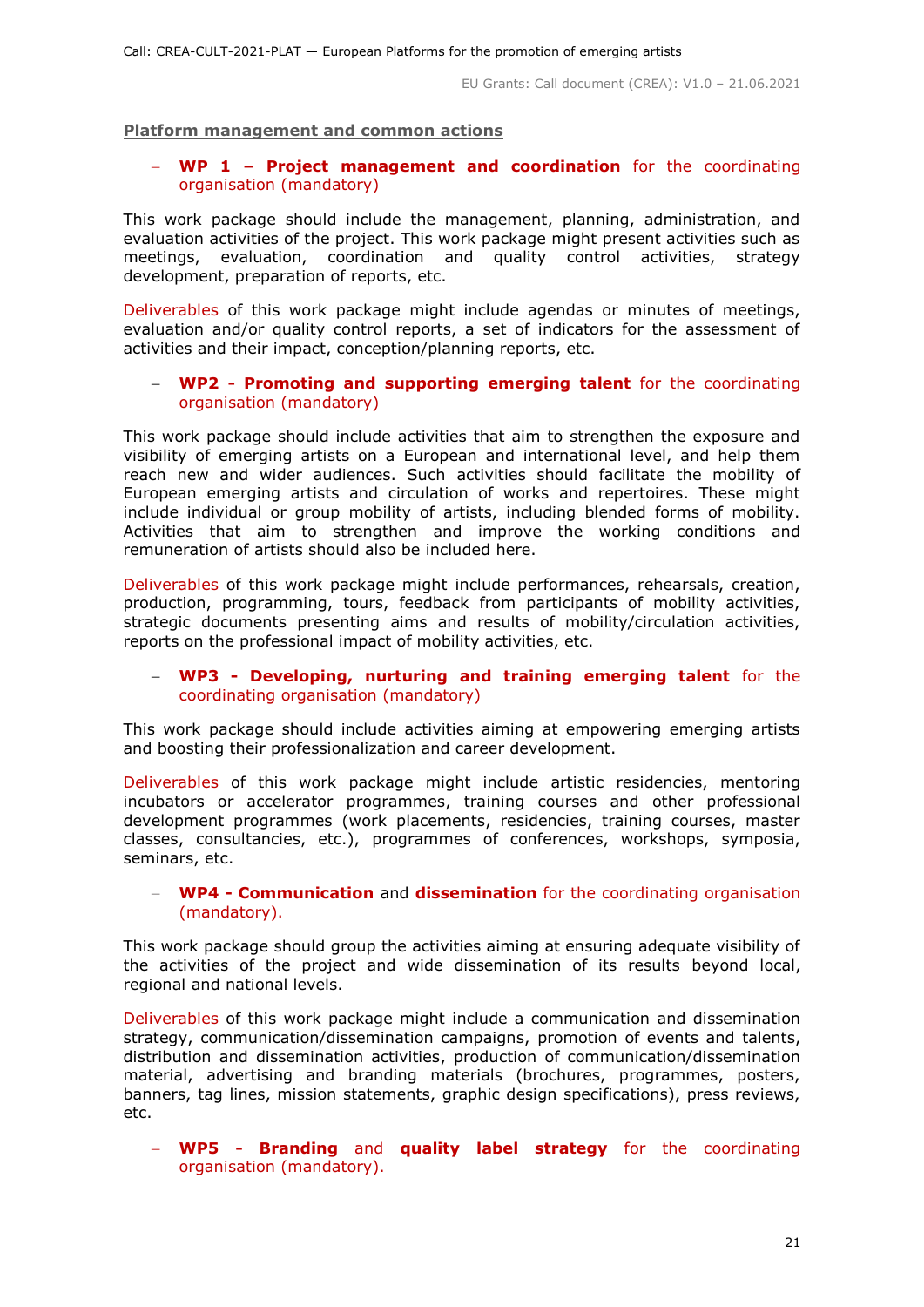**Platform management and common actions**

- **WP 1 – Project management and coordination** for the coordinating organisation (mandatory)

This work package should include the management, planning, administration, and evaluation activities of the project. This work package might present activities such as meetings, evaluation, coordination and quality control activities, strategy development, preparation of reports, etc.

Deliverables of this work package might include agendas or minutes of meetings, evaluation and/or quality control reports, a set of indicators for the assessment of activities and their impact, conception/planning reports, etc.

- **WP2 - Promoting and supporting emerging talent** for the coordinating organisation (mandatory)

This work package should include activities that aim to strengthen the exposure and visibility of emerging artists on a European and international level, and help them reach new and wider audiences. Such activities should facilitate the mobility of European emerging artists and circulation of works and repertoires. These might include individual or group mobility of artists, including blended forms of mobility. Activities that aim to strengthen and improve the working conditions and remuneration of artists should also be included here.

Deliverables of this work package might include performances, rehearsals, creation, production, programming, tours, feedback from participants of mobility activities, strategic documents presenting aims and results of mobility/circulation activities, reports on the professional impact of mobility activities, etc.

- **WP3 - Developing, nurturing and training emerging talent** for the coordinating organisation (mandatory)

This work package should include activities aiming at empowering emerging artists and boosting their professionalization and career development.

Deliverables of this work package might include artistic residencies, mentoring incubators or accelerator programmes, training courses and other professional development programmes (work placements, residencies, training courses, master classes, consultancies, etc.), programmes of conferences, workshops, symposia, seminars, etc.

- **WP4 - Communication** and **dissemination** for the coordinating organisation (mandatory).

This work package should group the activities aiming at ensuring adequate visibility of the activities of the project and wide dissemination of its results beyond local, regional and national levels.

Deliverables of this work package might include a communication and dissemination strategy, communication/dissemination campaigns, promotion of events and talents, distribution and dissemination activities, production of communication/dissemination material, advertising and branding materials (brochures, programmes, posters, banners, tag lines, mission statements, graphic design specifications), press reviews, etc.

- **WP5 - Branding** and **quality label strategy** for the coordinating organisation (mandatory).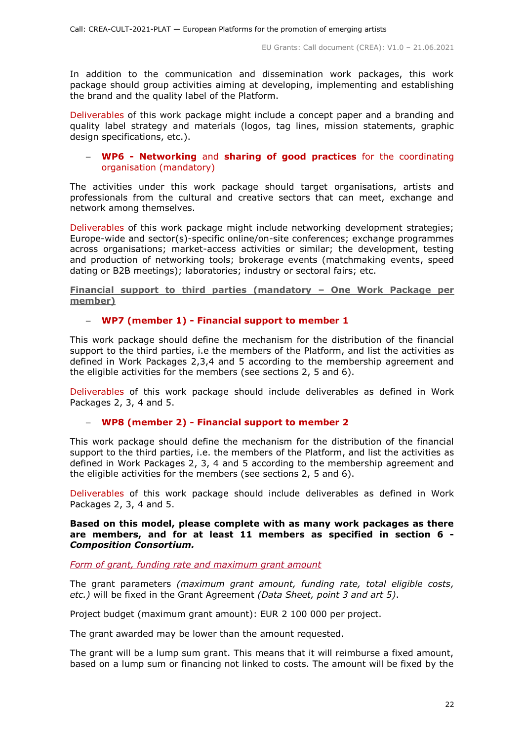In addition to the communication and dissemination work packages, this work package should group activities aiming at developing, implementing and establishing the brand and the quality label of the Platform.

Deliverables of this work package might include a concept paper and a branding and quality label strategy and materials (logos, tag lines, mission statements, graphic design specifications, etc.).

- **WP6 - Networking** and **sharing of good practices** for the coordinating organisation (mandatory)

The activities under this work package should target organisations, artists and professionals from the cultural and creative sectors that can meet, exchange and network among themselves.

Deliverables of this work package might include networking development strategies; Europe-wide and sector(s)-specific online/on-site conferences; exchange programmes across organisations; market-access activities or similar; the development, testing and production of networking tools; brokerage events (matchmaking events, speed dating or B2B meetings); laboratories; industry or sectoral fairs; etc.

**Financial support to third parties (mandatory – One Work Package per member)**

- **WP7 (member 1) - Financial support to member 1**

This work package should define the mechanism for the distribution of the financial support to the third parties, i.e the members of the Platform, and list the activities as defined in Work Packages 2,3,4 and 5 according to the membership agreement and the eligible activities for the members (see sections 2, 5 and 6).

Deliverables of this work package should include deliverables as defined in Work Packages 2, 3, 4 and 5.

- **WP8 (member 2) - Financial support to member 2**

This work package should define the mechanism for the distribution of the financial support to the third parties, i.e. the members of the Platform, and list the activities as defined in Work Packages 2, 3, 4 and 5 according to the membership agreement and the eligible activities for the members (see sections 2, 5 and 6).

Deliverables of this work package should include deliverables as defined in Work Packages 2, 3, 4 and 5.

**Based on this model, please complete with as many work packages as there are members, and for at least 11 members as specified in section 6 - *Composition Consortium.***

*Form of grant, funding rate and maximum grant amount*

The grant parameters *(maximum grant amount, funding rate, total eligible costs, etc.)* will be fixed in the Grant Agreement *(Data Sheet, point 3 and art 5)*.

Project budget (maximum grant amount): EUR 2 100 000 per project.

The grant awarded may be lower than the amount requested.

The grant will be a lump sum grant. This means that it will reimburse a fixed amount, based on a lump sum or financing not linked to costs. The amount will be fixed by the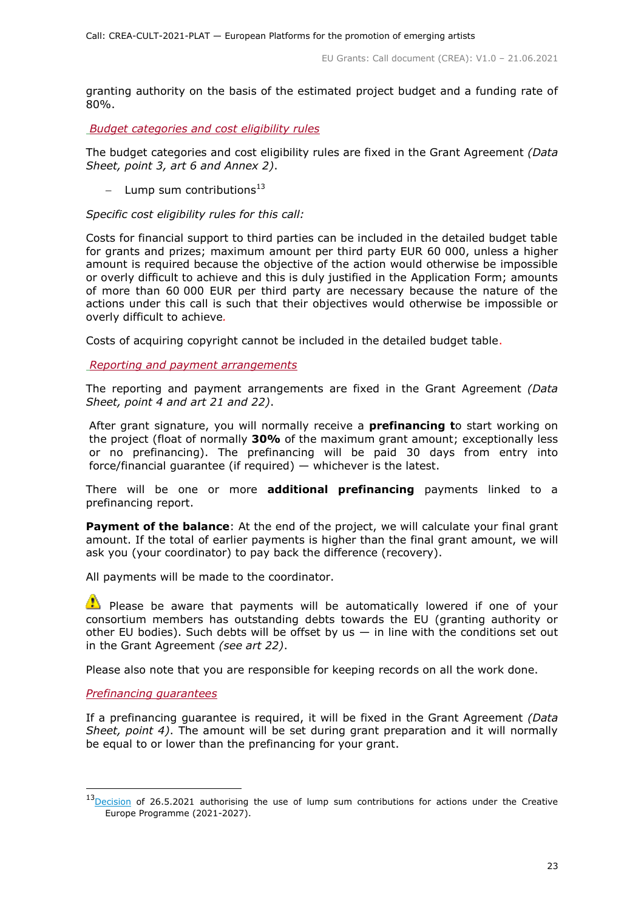granting authority on the basis of the estimated project budget and a funding rate of 80%.

*Budget categories and cost eligibility rules*

The budget categories and cost eligibility rules are fixed in the Grant Agreement *(Data Sheet, point 3, art 6 and Annex 2)*.

- Lump sum contributions[13]

*Specific cost eligibility rules for this call:*

Costs for financial support to third parties can be included in the detailed budget table for grants and prizes; maximum amount per third party EUR 60 000, unless a higher amount is required because the objective of the action would otherwise be impossible or overly difficult to achieve and this is duly justified in the Application Form; amounts of more than 60 000 EUR per third party are necessary because the nature of the actions under this call is such that their objectives would otherwise be impossible or overly difficult to achieve.

Costs of acquiring copyright cannot be included in the detailed budget table.

*Reporting and payment arrangements*

The reporting and payment arrangements are fixed in the Grant Agreement *(Data Sheet, point 4 and art 21 and 22)*.

After grant signature, you will normally receive a **prefinancing t**o start working on the project (float of normally **30%** of the maximum grant amount; exceptionally less or no prefinancing). The prefinancing will be paid 30 days from entry into force/financial guarantee (if required) — whichever is the latest.

There will be one or more **additional prefinancing** payments linked to a prefinancing report.

**Payment of the balance**: At the end of the project, we will calculate your final grant amount. If the total of earlier payments is higher than the final grant amount, we will ask you (your coordinator) to pay back the difference (recovery).

All payments will be made to the coordinator.

⚠ Please be aware that payments will be automatically lowered if one of your consortium members has outstanding debts towards the EU (granting authority or other EU bodies). Such debts will be offset by us — in line with the conditions set out in the Grant Agreement *(see art 22)*.

Please also note that you are responsible for keeping records on all the work done.

*Prefinancing guarantees*

If a prefinancing guarantee is required, it will be fixed in the Grant Agreement *(Data Sheet, point 4)*. The amount will be set during grant preparation and it will normally be equal to or lower than the prefinancing for your grant.

---

[13] Decision of 26.5.2021 authorising the use of lump sum contributions for actions under the Creative Europe Programme (2021-2027).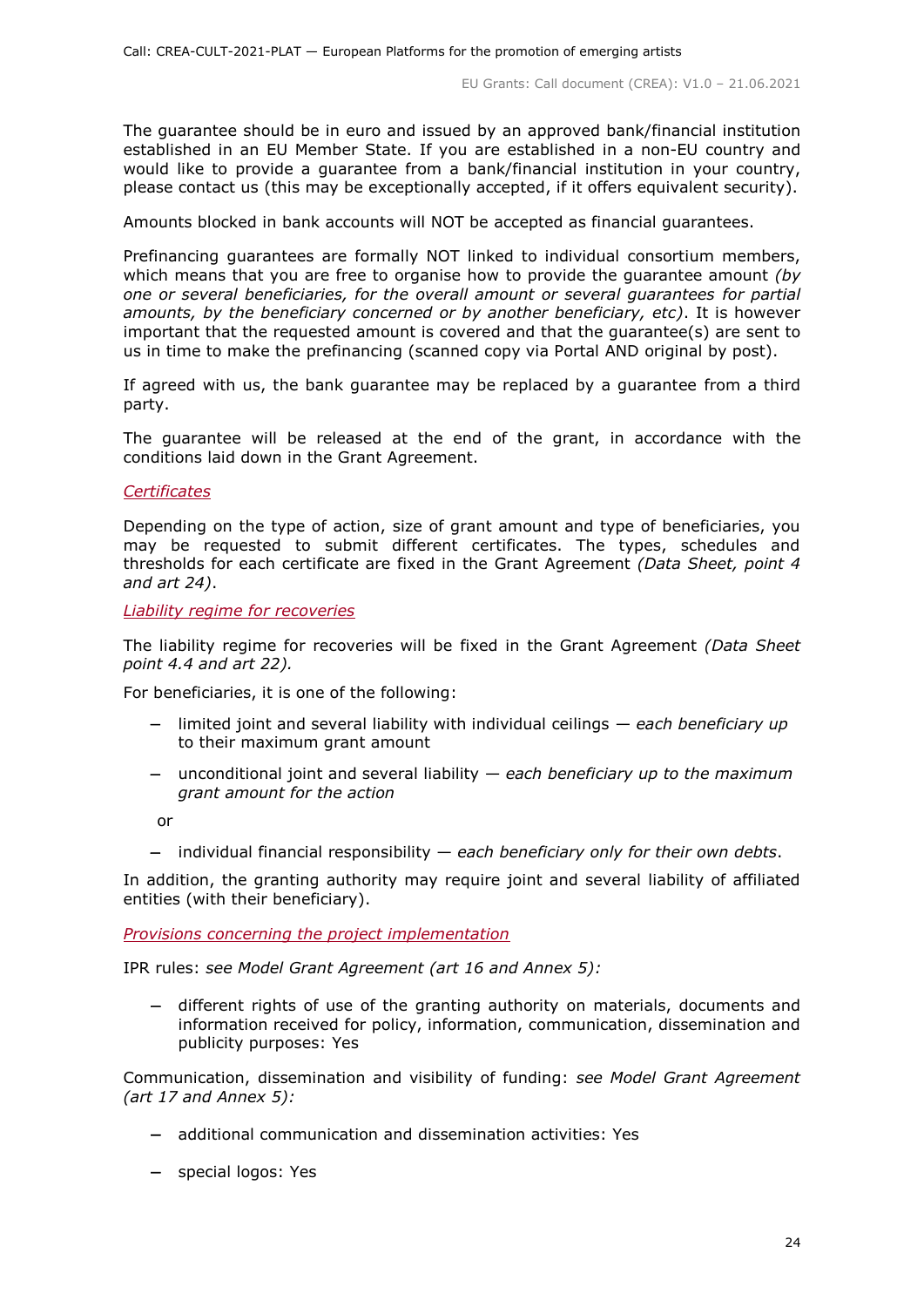The guarantee should be in euro and issued by an approved bank/financial institution established in an EU Member State. If you are established in a non-EU country and would like to provide a guarantee from a bank/financial institution in your country, please contact us (this may be exceptionally accepted, if it offers equivalent security).

Amounts blocked in bank accounts will NOT be accepted as financial guarantees.

Prefinancing guarantees are formally NOT linked to individual consortium members, which means that you are free to organise how to provide the guarantee amount *(by one or several beneficiaries, for the overall amount or several guarantees for partial amounts, by the beneficiary concerned or by another beneficiary, etc)*. It is however important that the requested amount is covered and that the guarantee(s) are sent to us in time to make the prefinancing (scanned copy via Portal AND original by post).

If agreed with us, the bank guarantee may be replaced by a guarantee from a third party.

The guarantee will be released at the end of the grant, in accordance with the conditions laid down in the Grant Agreement.

*Certificates*

Depending on the type of action, size of grant amount and type of beneficiaries, you may be requested to submit different certificates. The types, schedules and thresholds for each certificate are fixed in the Grant Agreement *(Data Sheet, point 4 and art 24)*.

*Liability regime for recoveries*

The liability regime for recoveries will be fixed in the Grant Agreement *(Data Sheet point 4.4 and art 22).*

For beneficiaries, it is one of the following:

- limited joint and several liability with individual ceilings — *each beneficiary up to their maximum grant amount*
- unconditional joint and several liability — *each beneficiary up to the maximum grant amount for the action*

or

- individual financial responsibility — *each beneficiary only for their own debts*.

In addition, the granting authority may require joint and several liability of affiliated entities (with their beneficiary).

*Provisions concerning the project implementation*

IPR rules: *see Model Grant Agreement (art 16 and Annex 5):*

- different rights of use of the granting authority on materials, documents and information received for policy, information, communication, dissemination and publicity purposes: Yes

Communication, dissemination and visibility of funding: *see Model Grant Agreement (art 17 and Annex 5):*

- additional communication and dissemination activities: Yes
- special logos: Yes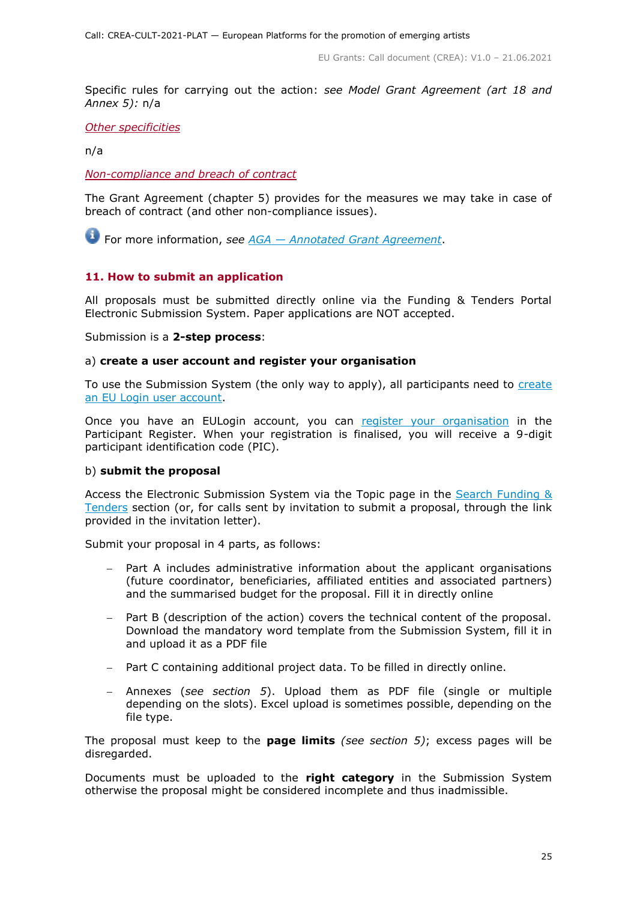Specific rules for carrying out the action: *see Model Grant Agreement (art 18 and Annex 5):* n/a

*Other specificities*

n/a

*Non-compliance and breach of contract*

The Grant Agreement (chapter 5) provides for the measures we may take in case of breach of contract (and other non-compliance issues).

For more information, *see AGA — Annotated Grant Agreement*.

## 11. How to submit an application

All proposals must be submitted directly online via the Funding & Tenders Portal Electronic Submission System. Paper applications are NOT accepted.

Submission is a **2-step process**:

a) **create a user account and register your organisation**

To use the Submission System (the only way to apply), all participants need to create an EU Login user account.

Once you have an EULogin account, you can register your organisation in the Participant Register. When your registration is finalised, you will receive a 9-digit participant identification code (PIC).

b) **submit the proposal**

Access the Electronic Submission System via the Topic page in the Search Funding & Tenders section (or, for calls sent by invitation to submit a proposal, through the link provided in the invitation letter).

Submit your proposal in 4 parts, as follows:

- Part A includes administrative information about the applicant organisations (future coordinator, beneficiaries, affiliated entities and associated partners) and the summarised budget for the proposal. Fill it in directly online
- Part B (description of the action) covers the technical content of the proposal. Download the mandatory word template from the Submission System, fill it in and upload it as a PDF file
- Part C containing additional project data. To be filled in directly online.
- Annexes (*see section 5*). Upload them as PDF file (single or multiple depending on the slots). Excel upload is sometimes possible, depending on the file type.

The proposal must keep to the **page limits** *(see section 5)*; excess pages will be disregarded.

Documents must be uploaded to the **right category** in the Submission System otherwise the proposal might be considered incomplete and thus inadmissible.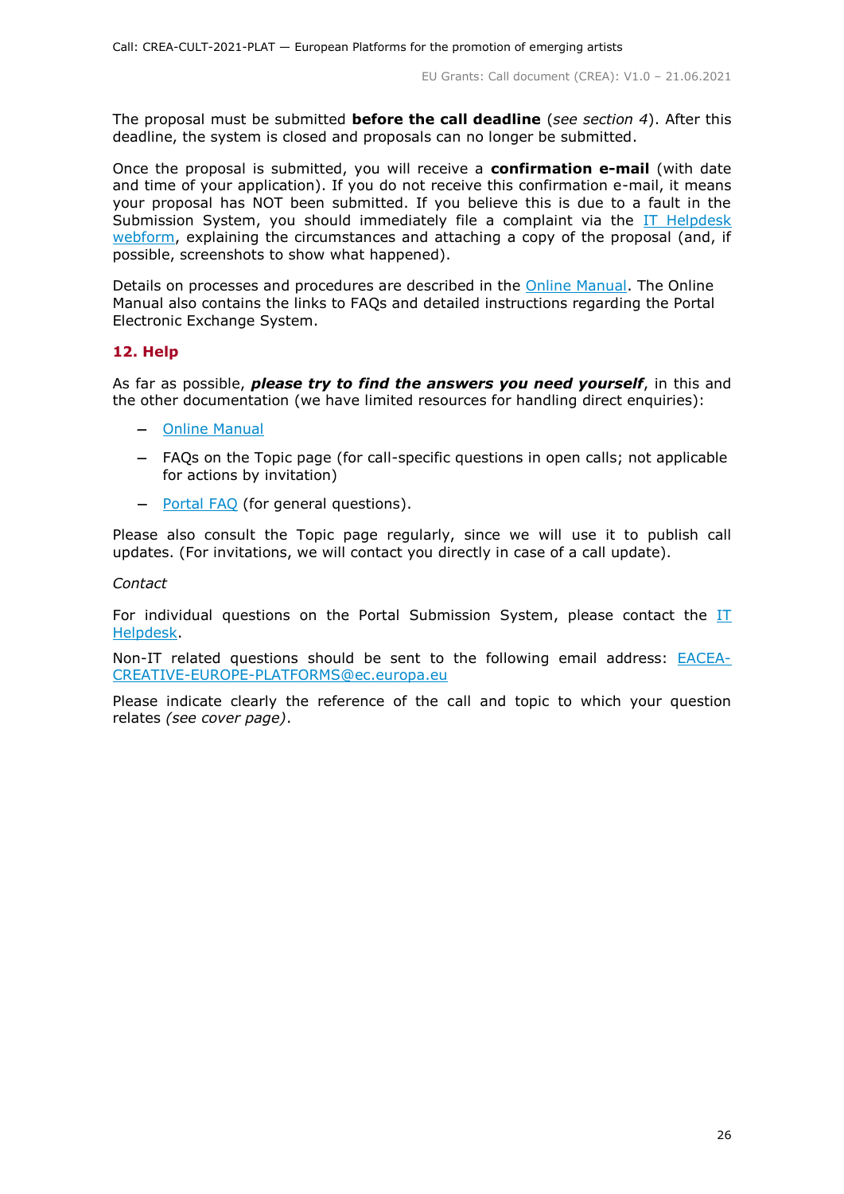The proposal must be submitted **before the call deadline** (*see section 4*). After this deadline, the system is closed and proposals can no longer be submitted.

Once the proposal is submitted, you will receive a **confirmation e-mail** (with date and time of your application). If you do not receive this confirmation e-mail, it means your proposal has NOT been submitted. If you believe this is due to a fault in the Submission System, you should immediately file a complaint via the IT Helpdesk webform, explaining the circumstances and attaching a copy of the proposal (and, if possible, screenshots to show what happened).

Details on processes and procedures are described in the Online Manual. The Online Manual also contains the links to FAQs and detailed instructions regarding the Portal Electronic Exchange System.

## 12. Help

As far as possible, ***please try to find the answers you need yourself***, in this and the other documentation (we have limited resources for handling direct enquiries):

- Online Manual
- FAQs on the Topic page (for call-specific questions in open calls; not applicable for actions by invitation)
- Portal FAQ (for general questions).

Please also consult the Topic page regularly, since we will use it to publish call updates. (For invitations, we will contact you directly in case of a call update).

*Contact*

For individual questions on the Portal Submission System, please contact the IT Helpdesk.

Non-IT related questions should be sent to the following email address: EACEA-CREATIVE-EUROPE-PLATFORMS@ec.europa.eu

Please indicate clearly the reference of the call and topic to which your question relates *(see cover page)*.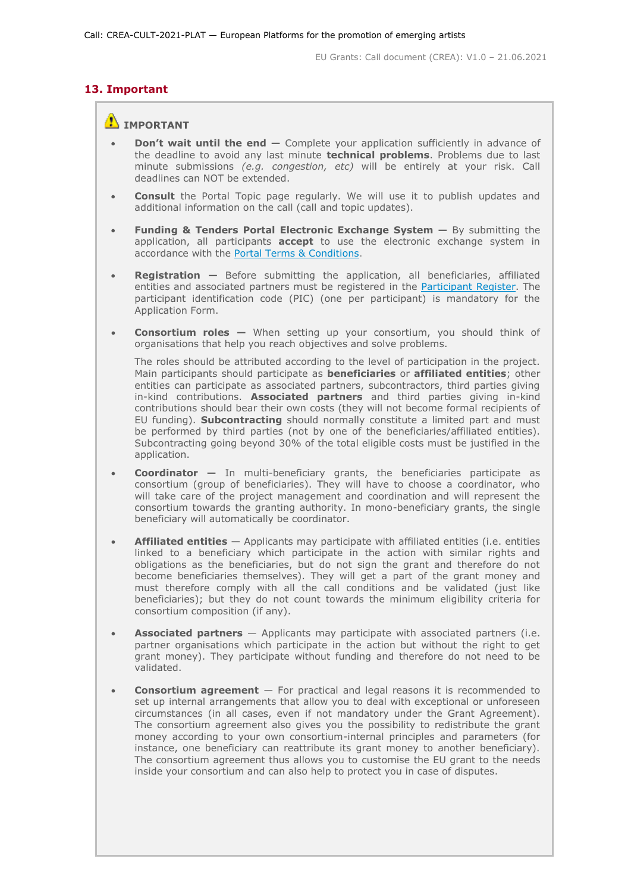## 13. Important

⚠ **IMPORTANT**

- **Don't wait until the end —** Complete your application sufficiently in advance of the deadline to avoid any last minute **technical problems**. Problems due to last minute submissions *(e.g. congestion, etc)* will be entirely at your risk. Call deadlines can NOT be extended.

- **Consult** the Portal Topic page regularly. We will use it to publish updates and additional information on the call (call and topic updates).

- **Funding & Tenders Portal Electronic Exchange System —** By submitting the application, all participants **accept** to use the electronic exchange system in accordance with the Portal Terms & Conditions.

- **Registration —** Before submitting the application, all beneficiaries, affiliated entities and associated partners must be registered in the Participant Register. The participant identification code (PIC) (one per participant) is mandatory for the Application Form.

- **Consortium roles —** When setting up your consortium, you should think of organisations that help you reach objectives and solve problems.

  The roles should be attributed according to the level of participation in the project. Main participants should participate as **beneficiaries** or **affiliated entities**; other entities can participate as associated partners, subcontractors, third parties giving in-kind contributions. **Associated partners** and third parties giving in-kind contributions should bear their own costs (they will not become formal recipients of EU funding). **Subcontracting** should normally constitute a limited part and must be performed by third parties (not by one of the beneficiaries/affiliated entities). Subcontracting going beyond 30% of the total eligible costs must be justified in the application.

- **Coordinator —** In multi-beneficiary grants, the beneficiaries participate as consortium (group of beneficiaries). They will have to choose a coordinator, who will take care of the project management and coordination and will represent the consortium towards the granting authority. In mono-beneficiary grants, the single beneficiary will automatically be coordinator.

- **Affiliated entities** — Applicants may participate with affiliated entities (i.e. entities linked to a beneficiary which participate in the action with similar rights and obligations as the beneficiaries, but do not sign the grant and therefore do not become beneficiaries themselves). They will get a part of the grant money and must therefore comply with all the call conditions and be validated (just like beneficiaries); but they do not count towards the minimum eligibility criteria for consortium composition (if any).

- **Associated partners** — Applicants may participate with associated partners (i.e. partner organisations which participate in the action but without the right to get grant money). They participate without funding and therefore do not need to be validated.

- **Consortium agreement** — For practical and legal reasons it is recommended to set up internal arrangements that allow you to deal with exceptional or unforeseen circumstances (in all cases, even if not mandatory under the Grant Agreement). The consortium agreement also gives you the possibility to redistribute the grant money according to your own consortium-internal principles and parameters (for instance, one beneficiary can reattribute its grant money to another beneficiary). The consortium agreement thus allows you to customise the EU grant to the needs inside your consortium and can also help to protect you in case of disputes.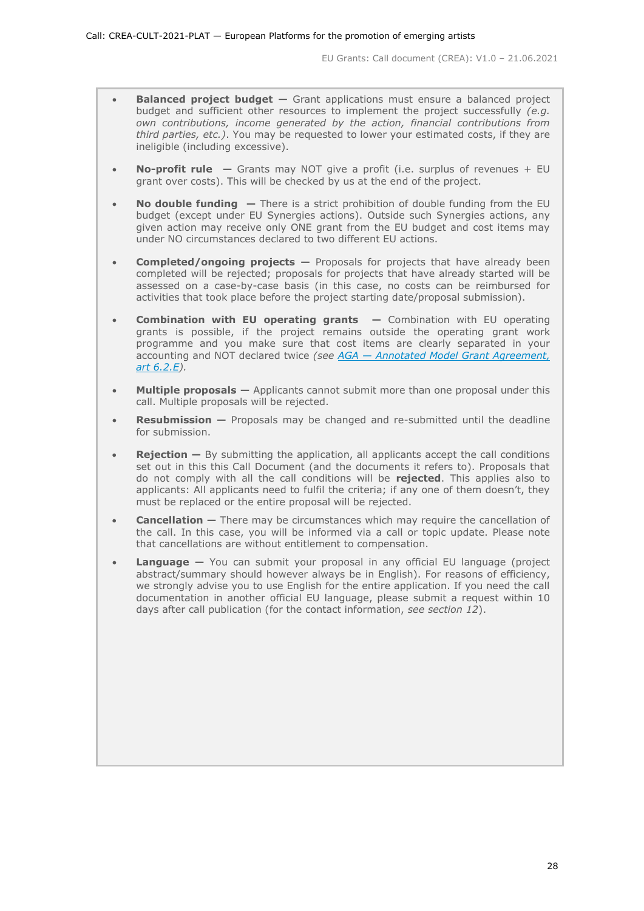- **Balanced project budget —** Grant applications must ensure a balanced project budget and sufficient other resources to implement the project successfully *(e.g. own contributions, income generated by the action, financial contributions from third parties, etc.)*. You may be requested to lower your estimated costs, if they are ineligible (including excessive).

- **No-profit rule —** Grants may NOT give a profit (i.e. surplus of revenues + EU grant over costs). This will be checked by us at the end of the project.

- **No double funding —** There is a strict prohibition of double funding from the EU budget (except under EU Synergies actions). Outside such Synergies actions, any given action may receive only ONE grant from the EU budget and cost items may under NO circumstances declared to two different EU actions.

- **Completed/ongoing projects —** Proposals for projects that have already been completed will be rejected; proposals for projects that have already started will be assessed on a case-by-case basis (in this case, no costs can be reimbursed for activities that took place before the project starting date/proposal submission).

- **Combination with EU operating grants —** Combination with EU operating grants is possible, if the project remains outside the operating grant work programme and you make sure that cost items are clearly separated in your accounting and NOT declared twice *(see AGA — Annotated Model Grant Agreement, art 6.2.E)*.

- **Multiple proposals —** Applicants cannot submit more than one proposal under this call. Multiple proposals will be rejected.

- **Resubmission —** Proposals may be changed and re-submitted until the deadline for submission.

- **Rejection —** By submitting the application, all applicants accept the call conditions set out in this this Call Document (and the documents it refers to). Proposals that do not comply with all the call conditions will be **rejected**. This applies also to applicants: All applicants need to fulfil the criteria; if any one of them doesn't, they must be replaced or the entire proposal will be rejected.

- **Cancellation —** There may be circumstances which may require the cancellation of the call. In this case, you will be informed via a call or topic update. Please note that cancellations are without entitlement to compensation.

- **Language —** You can submit your proposal in any official EU language (project abstract/summary should however always be in English). For reasons of efficiency, we strongly advise you to use English for the entire application. If you need the call documentation in another official EU language, please submit a request within 10 days after call publication (for the contact information, *see section 12*).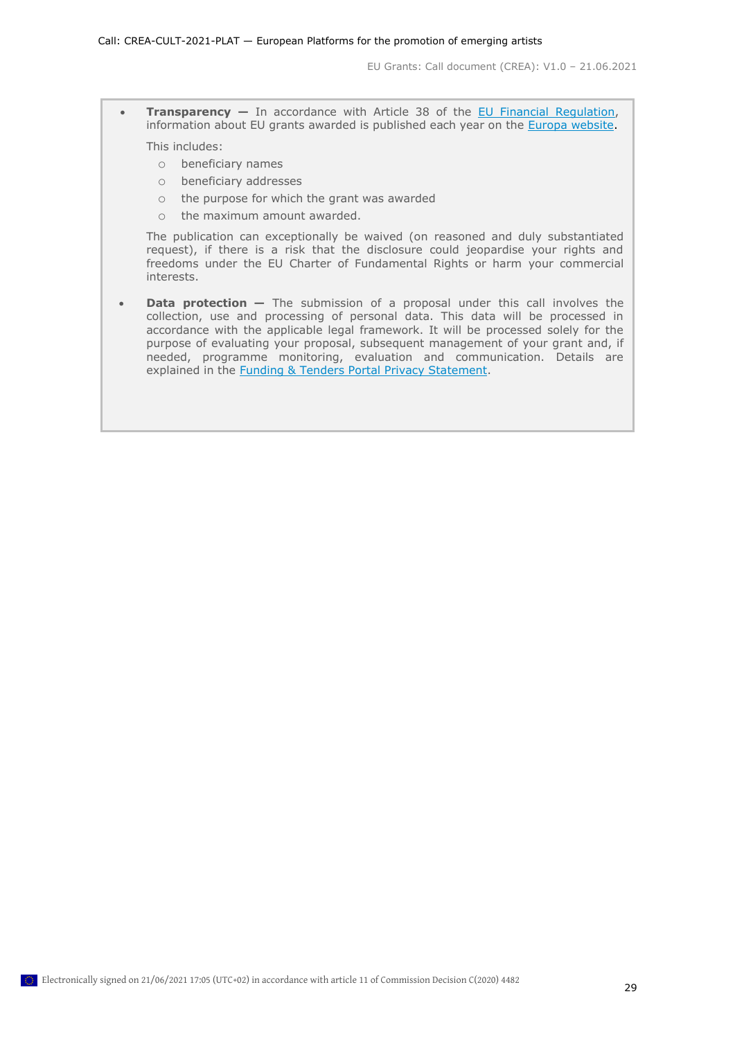- **Transparency —** In accordance with Article 38 of the EU Financial Regulation, information about EU grants awarded is published each year on the Europa website.

  This includes:

  - beneficiary names
  - beneficiary addresses
  - the purpose for which the grant was awarded
  - the maximum amount awarded.

  The publication can exceptionally be waived (on reasoned and duly substantiated request), if there is a risk that the disclosure could jeopardise your rights and freedoms under the EU Charter of Fundamental Rights or harm your commercial interests.

- **Data protection —** The submission of a proposal under this call involves the collection, use and processing of personal data. This data will be processed in accordance with the applicable legal framework. It will be processed solely for the purpose of evaluating your proposal, subsequent management of your grant and, if needed, programme monitoring, evaluation and communication. Details are explained in the Funding & Tenders Portal Privacy Statement.